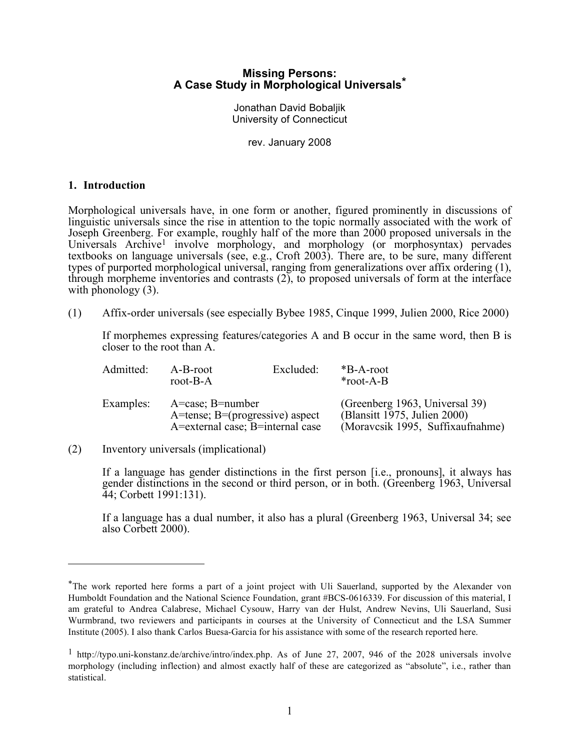# Missing Persons: A Case Study in Morphological Universals*

Jonathan David Bobaljik
University of Connecticut

rev. January 2008

## 1. Introduction

Morphological universals have, in one form or another, figured prominently in discussions of linguistic universals since the rise in attention to the topic normally associated with the work of Joseph Greenberg. For example, roughly half of the more than 2000 proposed universals in the Universals Archive[1] involve morphology, and morphology (or morphosyntax) pervades textbooks on language universals (see, e.g., Croft 2003). There are, to be sure, many different types of purported morphological universal, ranging from generalizations over affix ordering (1), through morpheme inventories and contrasts (2), to proposed universals of form at the interface with phonology (3).

(1) Affix-order universals (see especially Bybee 1985, Cinque 1999, Julien 2000, Rice 2000)

If morphemes expressing features/categories A and B occur in the same word, then B is closer to the root than A.

| | | | |
|---|---|---|---|
| Admitted: | A-B-root<br>root-B-A | Excluded: | *B-A-root<br>*root-A-B |

| | | |
|---|---|---|
| Examples: | A=case; B=number | (Greenberg 1963, Universal 39) |
| | A=tense; B=(progressive) aspect | (Blansitt 1975, Julien 2000) |
| | A=external case; B=internal case | (Moravcsik 1995, Suffixaufnahme) |

(2) Inventory universals (implicational)

If a language has gender distinctions in the first person [i.e., pronouns], it always has gender distinctions in the second or third person, or in both. (Greenberg 1963, Universal 44; Corbett 1991:131).

If a language has a dual number, it also has a plural (Greenberg 1963, Universal 34; see also Corbett 2000).

---

*The work reported here forms a part of a joint project with Uli Sauerland, supported by the Alexander von Humboldt Foundation and the National Science Foundation, grant #BCS-0616339. For discussion of this material, I am grateful to Andrea Calabrese, Michael Cysouw, Harry van der Hulst, Andrew Nevins, Uli Sauerland, Susi Wurmbrand, two reviewers and participants in courses at the University of Connecticut and the LSA Summer Institute (2005). I also thank Carlos Buesa-Garcia for his assistance with some of the research reported here.

[1] http://typo.uni-konstanz.de/archive/intro/index.php. As of June 27, 2007, 946 of the 2028 universals involve morphology (including inflection) and almost exactly half of these are categorized as "absolute", i.e., rather than statistical.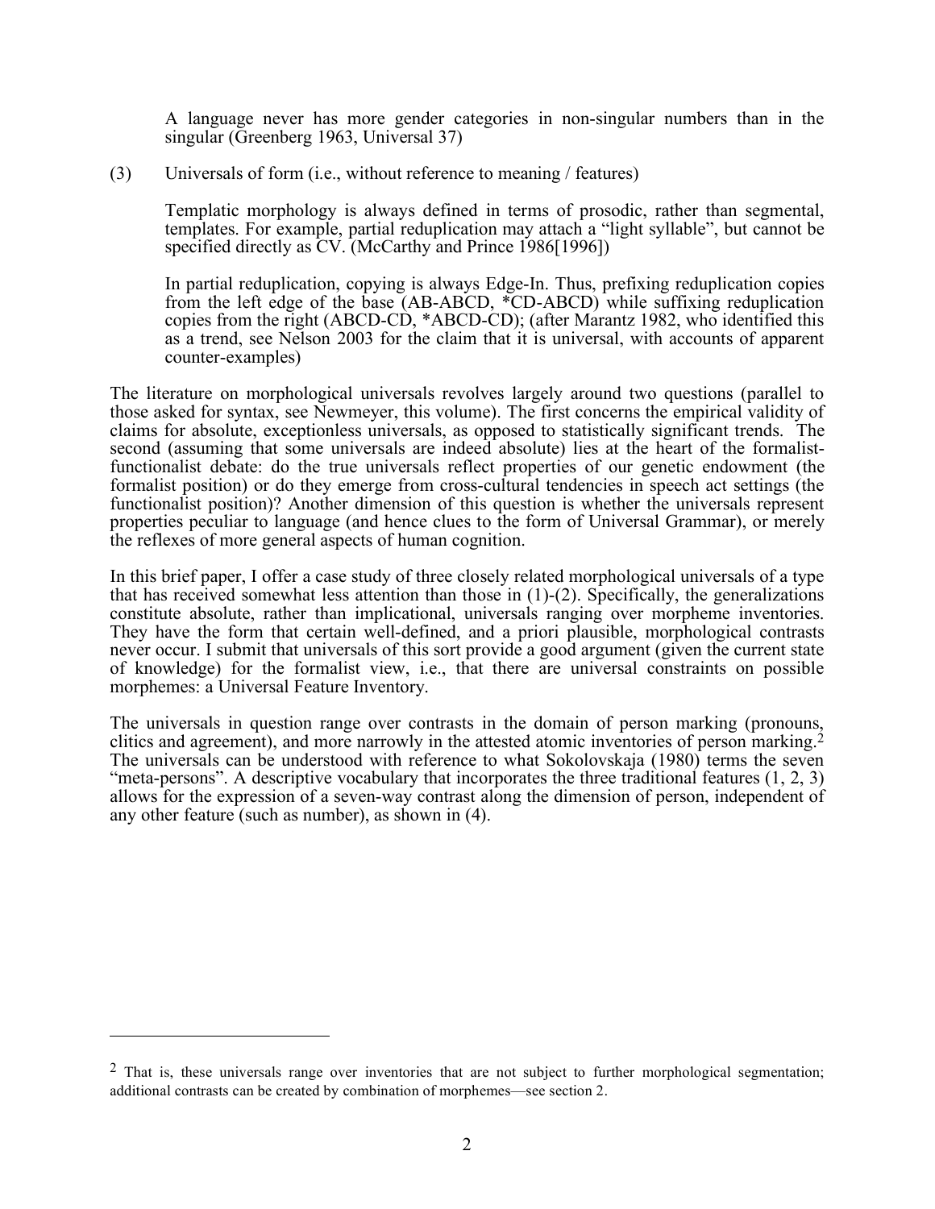A language never has more gender categories in non-singular numbers than in the singular (Greenberg 1963, Universal 37)

(3) Universals of form (i.e., without reference to meaning / features)

Templatic morphology is always defined in terms of prosodic, rather than segmental, templates. For example, partial reduplication may attach a "light syllable", but cannot be specified directly as CV. (McCarthy and Prince 1986[1996])

In partial reduplication, copying is always Edge-In. Thus, prefixing reduplication copies from the left edge of the base (AB-ABCD, *CD-ABCD) while suffixing reduplication copies from the right (ABCD-CD, *ABCD-CD); (after Marantz 1982, who identified this as a trend, see Nelson 2003 for the claim that it is universal, with accounts of apparent counter-examples)

The literature on morphological universals revolves largely around two questions (parallel to those asked for syntax, see Newmeyer, this volume). The first concerns the empirical validity of claims for absolute, exceptionless universals, as opposed to statistically significant trends. The second (assuming that some universals are indeed absolute) lies at the heart of the formalist-functionalist debate: do the true universals reflect properties of our genetic endowment (the formalist position) or do they emerge from cross-cultural tendencies in speech act settings (the functionalist position)? Another dimension of this question is whether the universals represent properties peculiar to language (and hence clues to the form of Universal Grammar), or merely the reflexes of more general aspects of human cognition.

In this brief paper, I offer a case study of three closely related morphological universals of a type that has received somewhat less attention than those in (1)-(2). Specifically, the generalizations constitute absolute, rather than implicational, universals ranging over morpheme inventories. They have the form that certain well-defined, and a priori plausible, morphological contrasts never occur. I submit that universals of this sort provide a good argument (given the current state of knowledge) for the formalist view, i.e., that there are universal constraints on possible morphemes: a Universal Feature Inventory.

The universals in question range over contrasts in the domain of person marking (pronouns, clitics and agreement), and more narrowly in the attested atomic inventories of person marking.[2] The universals can be understood with reference to what Sokolovskaja (1980) terms the seven "meta-persons". A descriptive vocabulary that incorporates the three traditional features (1, 2, 3) allows for the expression of a seven-way contrast along the dimension of person, independent of any other feature (such as number), as shown in (4).

---

[2] That is, these universals range over inventories that are not subject to further morphological segmentation; additional contrasts can be created by combination of morphemes—see section 2.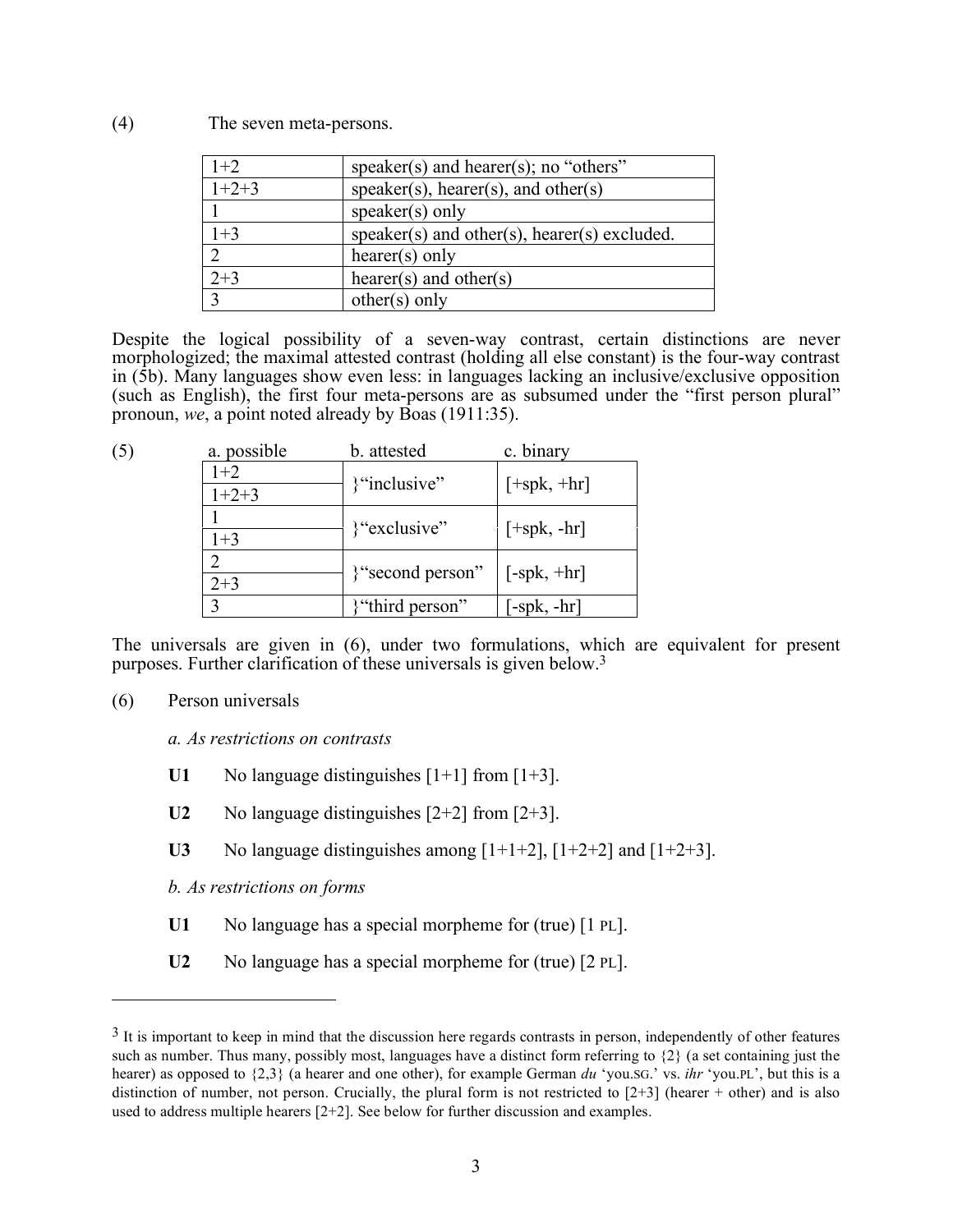(4) The seven meta-persons.

| | |
|---|---|
| 1+2 | speaker(s) and hearer(s); no "others" |
| 1+2+3 | speaker(s), hearer(s), and other(s) |
| 1 | speaker(s) only |
| 1+3 | speaker(s) and other(s), hearer(s) excluded. |
| 2 | hearer(s) only |
| 2+3 | hearer(s) and other(s) |
| 3 | other(s) only |

Despite the logical possibility of a seven-way contrast, certain distinctions are never morphologized; the maximal attested contrast (holding all else constant) is the four-way contrast in (5b). Many languages show even less: in languages lacking an inclusive/exclusive opposition (such as English), the first four meta-persons are as subsumed under the "first person plural" pronoun, *we*, a point noted already by Boas (1911:35).

(5)

| a. possible | b. attested | c. binary |
|---|---|---|
| 1+2 | }"inclusive" | [+spk, +hr] |
| 1+2+3 | | |
| 1 | }"exclusive" | [+spk, -hr] |
| 1+3 | | |
| 2 | }"second person" | [-spk, +hr] |
| 2+3 | | |
| 3 | }"third person" | [-spk, -hr] |

The universals are given in (6), under two formulations, which are equivalent for present purposes. Further clarification of these universals is given below.[3]

(6) Person universals

*a. As restrictions on contrasts*

**U1** No language distinguishes [1+1] from [1+3].

**U2** No language distinguishes [2+2] from [2+3].

**U3** No language distinguishes among [1+1+2], [1+2+2] and [1+2+3].

*b. As restrictions on forms*

**U1** No language has a special morpheme for (true) [1 PL].

**U2** No language has a special morpheme for (true) [2 PL].

---

[3] It is important to keep in mind that the discussion here regards contrasts in person, independently of other features such as number. Thus many, possibly most, languages have a distinct form referring to {2} (a set containing just the hearer) as opposed to {2,3} (a hearer and one other), for example German *du* 'you.SG.' vs. *ihr* 'you.PL', but this is a distinction of number, not person. Crucially, the plural form is not restricted to [2+3] (hearer + other) and is also used to address multiple hearers [2+2]. See below for further discussion and examples.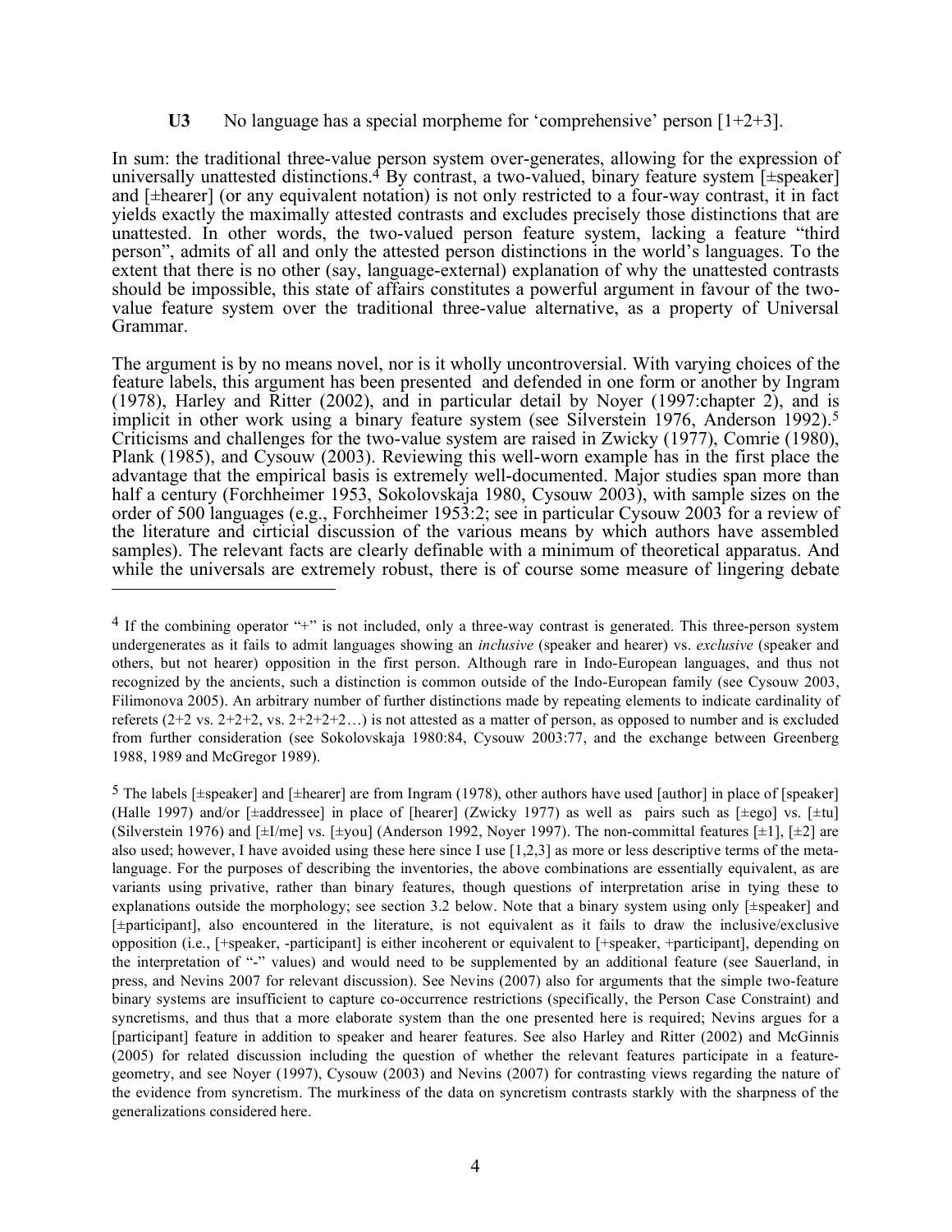**U3** No language has a special morpheme for 'comprehensive' person [1+2+3].

In sum: the traditional three-value person system over-generates, allowing for the expression of universally unattested distinctions.[4] By contrast, a two-valued, binary feature system [±speaker] and [±hearer] (or any equivalent notation) is not only restricted to a four-way contrast, it in fact yields exactly the maximally attested contrasts and excludes precisely those distinctions that are unattested. In other words, the two-valued person feature system, lacking a feature "third person", admits of all and only the attested person distinctions in the world's languages. To the extent that there is no other (say, language-external) explanation of why the unattested contrasts should be impossible, this state of affairs constitutes a powerful argument in favour of the two-value feature system over the traditional three-value alternative, as a property of Universal Grammar.

The argument is by no means novel, nor is it wholly uncontroversial. With varying choices of the feature labels, this argument has been presented and defended in one form or another by Ingram (1978), Harley and Ritter (2002), and in particular detail by Noyer (1997:chapter 2), and is implicit in other work using a binary feature system (see Silverstein 1976, Anderson 1992).[5] Criticisms and challenges for the two-value system are raised in Zwicky (1977), Comrie (1980), Plank (1985), and Cysouw (2003). Reviewing this well-worn example has in the first place the advantage that the empirical basis is extremely well-documented. Major studies span more than half a century (Forchheimer 1953, Sokolovskaja 1980, Cysouw 2003), with sample sizes on the order of 500 languages (e.g., Forchheimer 1953:2; see in particular Cysouw 2003 for a review of the literature and cirticial discussion of the various means by which authors have assembled samples). The relevant facts are clearly definable with a minimum of theoretical apparatus. And while the universals are extremely robust, there is of course some measure of lingering debate

---

[4] If the combining operator "+" is not included, only a three-way contrast is generated. This three-person system undergenerates as it fails to admit languages showing an *inclusive* (speaker and hearer) vs. *exclusive* (speaker and others, but not hearer) opposition in the first person. Although rare in Indo-European languages, and thus not recognized by the ancients, such a distinction is common outside of the Indo-European family (see Cysouw 2003, Filimonova 2005). An arbitrary number of further distinctions made by repeating elements to indicate cardinality of referets (2+2 vs. 2+2+2, vs. 2+2+2+2…) is not attested as a matter of person, as opposed to number and is excluded from further consideration (see Sokolovskaja 1980:84, Cysouw 2003:77, and the exchange between Greenberg 1988, 1989 and McGregor 1989).

[5] The labels [±speaker] and [±hearer] are from Ingram (1978), other authors have used [author] in place of [speaker] (Halle 1997) and/or [±addressee] in place of [hearer] (Zwicky 1977) as well as pairs such as [±ego] vs. [±tu] (Silverstein 1976) and [±I/me] vs. [±you] (Anderson 1992, Noyer 1997). The non-committal features [±1], [±2] are also used; however, I have avoided using these here since I use [1,2,3] as more or less descriptive terms of the meta-language. For the purposes of describing the inventories, the above combinations are essentially equivalent, as are variants using privative, rather than binary features, though questions of interpretation arise in tying these to explanations outside the morphology; see section 3.2 below. Note that a binary system using only [±speaker] and [±participant], also encountered in the literature, is not equivalent as it fails to draw the inclusive/exclusive opposition (i.e., [+speaker, -participant] is either incoherent or equivalent to [+speaker, +participant], depending on the interpretation of "-" values) and would need to be supplemented by an additional feature (see Sauerland, in press, and Nevins 2007 for relevant discussion). See Nevins (2007) also for arguments that the simple two-feature binary systems are insufficient to capture co-occurrence restrictions (specifically, the Person Case Constraint) and syncretisms, and thus that a more elaborate system than the one presented here is required; Nevins argues for a [participant] feature in addition to speaker and hearer features. See also Harley and Ritter (2002) and McGinnis (2005) for related discussion including the question of whether the relevant features participate in a feature-geometry, and see Noyer (1997), Cysouw (2003) and Nevins (2007) for contrasting views regarding the nature of the evidence from syncretism. The murkiness of the data on syncretism contrasts starkly with the sharpness of the generalizations considered here.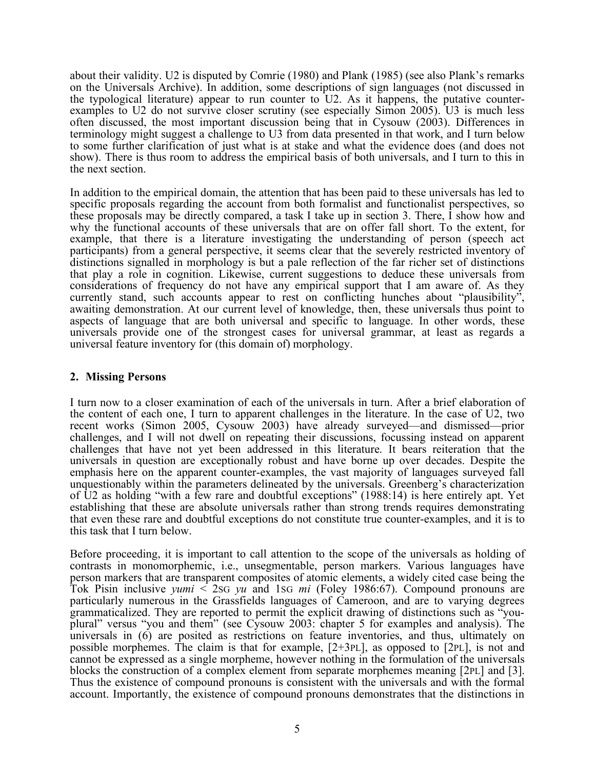about their validity. U2 is disputed by Comrie (1980) and Plank (1985) (see also Plank's remarks on the Universals Archive). In addition, some descriptions of sign languages (not discussed in the typological literature) appear to run counter to U2. As it happens, the putative counter-examples to U2 do not survive closer scrutiny (see especially Simon 2005). U3 is much less often discussed, the most important discussion being that in Cysouw (2003). Differences in terminology might suggest a challenge to U3 from data presented in that work, and I turn below to some further clarification of just what is at stake and what the evidence does (and does not show). There is thus room to address the empirical basis of both universals, and I turn to this in the next section.

In addition to the empirical domain, the attention that has been paid to these universals has led to specific proposals regarding the account from both formalist and functionalist perspectives, so these proposals may be directly compared, a task I take up in section 3. There, I show how and why the functional accounts of these universals that are on offer fall short. To the extent, for example, that there is a literature investigating the understanding of person (speech act participants) from a general perspective, it seems clear that the severely restricted inventory of distinctions signalled in morphology is but a pale reflection of the far richer set of distinctions that play a role in cognition. Likewise, current suggestions to deduce these universals from considerations of frequency do not have any empirical support that I am aware of. As they currently stand, such accounts appear to rest on conflicting hunches about "plausibility", awaiting demonstration. At our current level of knowledge, then, these universals thus point to aspects of language that are both universal and specific to language. In other words, these universals provide one of the strongest cases for universal grammar, at least as regards a universal feature inventory for (this domain of) morphology.

## 2. Missing Persons

I turn now to a closer examination of each of the universals in turn. After a brief elaboration of the content of each one, I turn to apparent challenges in the literature. In the case of U2, two recent works (Simon 2005, Cysouw 2003) have already surveyed—and dismissed—prior challenges, and I will not dwell on repeating their discussions, focussing instead on apparent challenges that have not yet been addressed in this literature. It bears reiteration that the universals in question are exceptionally robust and have borne up over decades. Despite the emphasis here on the apparent counter-examples, the vast majority of languages surveyed fall unquestionably within the parameters delineated by the universals. Greenberg's characterization of U2 as holding "with a few rare and doubtful exceptions" (1988:14) is here entirely apt. Yet establishing that these are absolute universals rather than strong trends requires demonstrating that even these rare and doubtful exceptions do not constitute true counter-examples, and it is to this task that I turn below.

Before proceeding, it is important to call attention to the scope of the universals as holding of contrasts in monomorphemic, i.e., unsegmentable, person markers. Various languages have person markers that are transparent composites of atomic elements, a widely cited case being the Tok Pisin inclusive *yumi* < 2SG *yu* and 1SG *mi* (Foley 1986:67). Compound pronouns are particularly numerous in the Grassfields languages of Cameroon, and are to varying degrees grammaticalized. They are reported to permit the explicit drawing of distinctions such as "you-plural" versus "you and them" (see Cysouw 2003: chapter 5 for examples and analysis). The universals in (6) are posited as restrictions on feature inventories, and thus, ultimately on possible morphemes. The claim is that for example, [2+3PL], as opposed to [2PL], is not and cannot be expressed as a single morpheme, however nothing in the formulation of the universals blocks the construction of a complex element from separate morphemes meaning [2PL] and [3]. Thus the existence of compound pronouns is consistent with the universals and with the formal account. Importantly, the existence of compound pronouns demonstrates that the distinctions in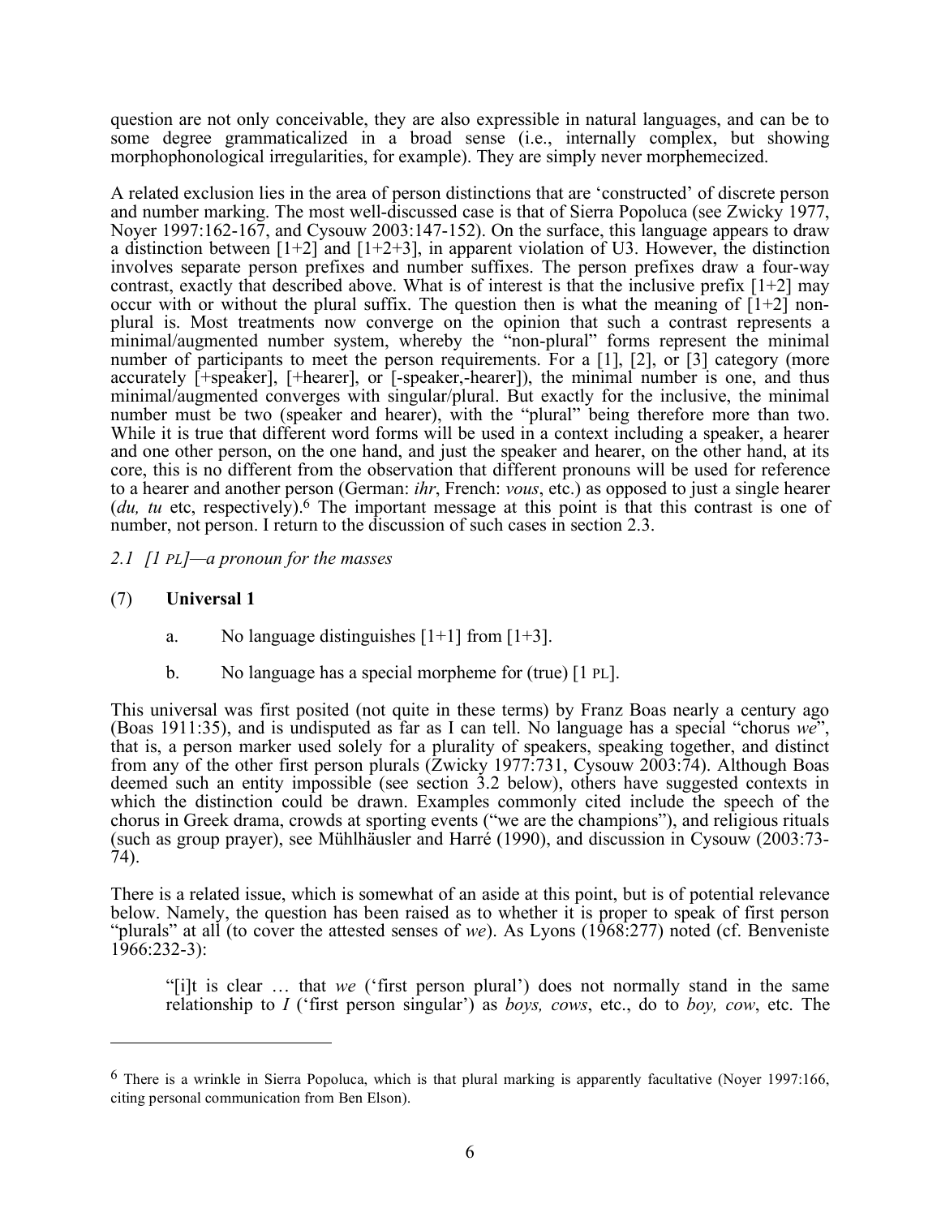question are not only conceivable, they are also expressible in natural languages, and can be to some degree grammaticalized in a broad sense (i.e., internally complex, but showing morphophonological irregularities, for example). They are simply never morphemecized.

A related exclusion lies in the area of person distinctions that are 'constructed' of discrete person and number marking. The most well-discussed case is that of Sierra Popoluca (see Zwicky 1977, Noyer 1997:162-167, and Cysouw 2003:147-152). On the surface, this language appears to draw a distinction between [1+2] and [1+2+3], in apparent violation of U3. However, the distinction involves separate person prefixes and number suffixes. The person prefixes draw a four-way contrast, exactly that described above. What is of interest is that the inclusive prefix [1+2] may occur with or without the plural suffix. The question then is what the meaning of [1+2] non-plural is. Most treatments now converge on the opinion that such a contrast represents a minimal/augmented number system, whereby the "non-plural" forms represent the minimal number of participants to meet the person requirements. For a [1], [2], or [3] category (more accurately [+speaker], [+hearer], or [-speaker,-hearer]), the minimal number is one, and thus minimal/augmented converges with singular/plural. But exactly for the inclusive, the minimal number must be two (speaker and hearer), with the "plural" being therefore more than two. While it is true that different word forms will be used in a context including a speaker, a hearer and one other person, on the one hand, and just the speaker and hearer, on the other hand, at its core, this is no different from the observation that different pronouns will be used for reference to a hearer and another person (German: *ihr*, French: *vous*, etc.) as opposed to just a single hearer (*du, tu* etc, respectively).[6] The important message at this point is that this contrast is one of number, not person. I return to the discussion of such cases in section 2.3.

### *2.1 [1 PL]—a pronoun for the masses*

(7) **Universal 1**

a. No language distinguishes [1+1] from [1+3].

b. No language has a special morpheme for (true) [1 PL].

This universal was first posited (not quite in these terms) by Franz Boas nearly a century ago (Boas 1911:35), and is undisputed as far as I can tell. No language has a special "chorus *we*", that is, a person marker used solely for a plurality of speakers, speaking together, and distinct from any of the other first person plurals (Zwicky 1977:731, Cysouw 2003:74). Although Boas deemed such an entity impossible (see section 3.2 below), others have suggested contexts in which the distinction could be drawn. Examples commonly cited include the speech of the chorus in Greek drama, crowds at sporting events ("we are the champions"), and religious rituals (such as group prayer), see Mühlhäusler and Harré (1990), and discussion in Cysouw (2003:73-74).

There is a related issue, which is somewhat of an aside at this point, but is of potential relevance below. Namely, the question has been raised as to whether it is proper to speak of first person "plurals" at all (to cover the attested senses of *we*). As Lyons (1968:277) noted (cf. Benveniste 1966:232-3):

> "[i]t is clear … that *we* ('first person plural') does not normally stand in the same relationship to *I* ('first person singular') as *boys, cows*, etc., do to *boy, cow*, etc. The

---

[6] There is a wrinkle in Sierra Popoluca, which is that plural marking is apparently facultative (Noyer 1997:166, citing personal communication from Ben Elson).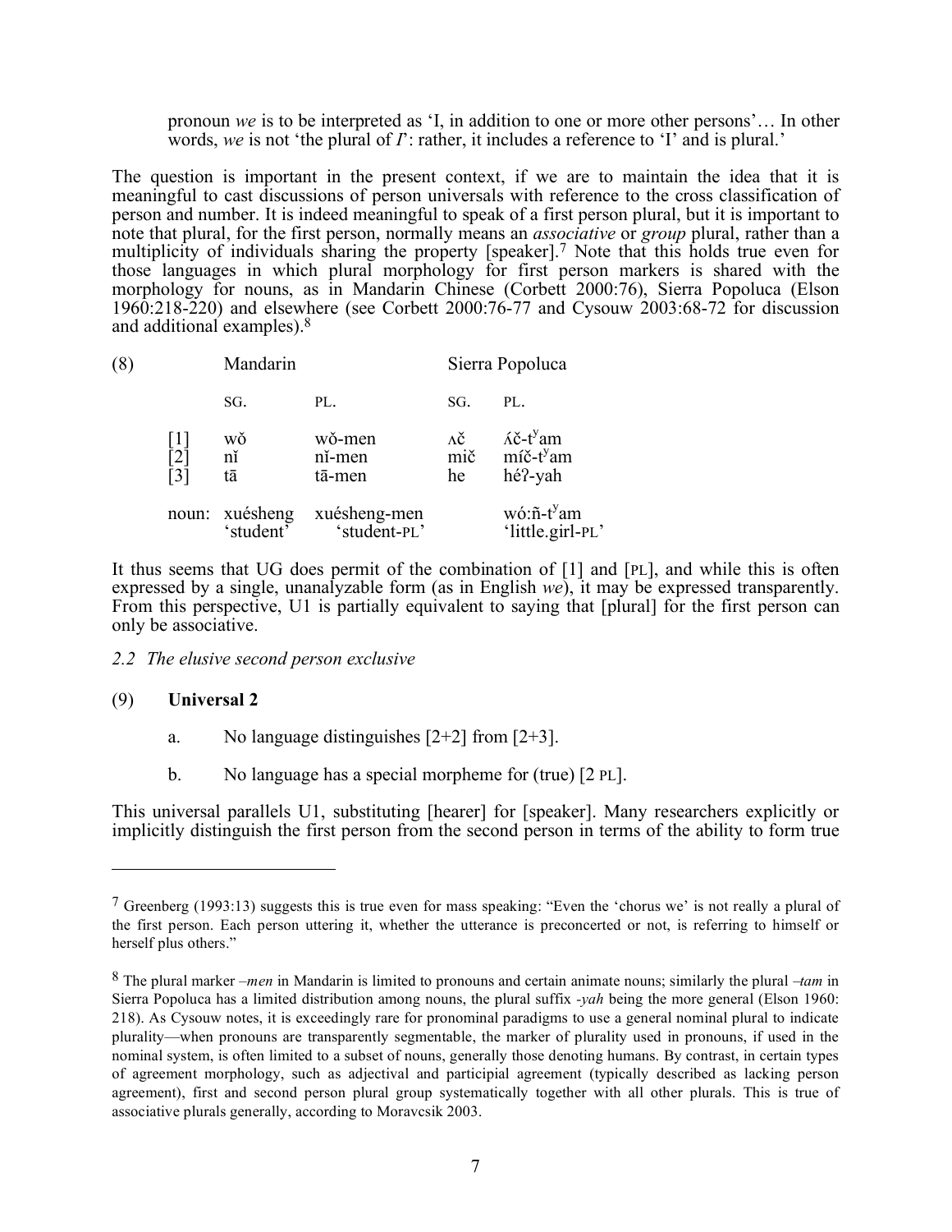> pronoun *we* is to be interpreted as 'I, in addition to one or more other persons'… In other words, *we* is not 'the plural of *I*': rather, it includes a reference to 'I' and is plural.'

The question is important in the present context, if we are to maintain the idea that it is meaningful to cast discussions of person universals with reference to the cross classification of person and number. It is indeed meaningful to speak of a first person plural, but it is important to note that plural, for the first person, normally means an *associative* or *group* plural, rather than a multiplicity of individuals sharing the property [speaker].[7] Note that this holds true even for those languages in which plural morphology for first person markers is shared with the morphology for nouns, as in Mandarin Chinese (Corbett 2000:76), Sierra Popoluca (Elson 1960:218-220) and elsewhere (see Corbett 2000:76-77 and Cysouw 2003:68-72 for discussion and additional examples).[8]

(8)

| | Mandarin | | Sierra Popoluca | |
|---|---|---|---|---|
| | SG. | PL. | SG. | PL. |
| [1] | wǒ | wǒ-men | ʌč | ʌ́č-tʸam |
| [2] | nǐ | nǐ-men | mič | míč-tʸam |
| [3] | tā | tā-men | he | héʔ-yah |
| noun: | xuésheng 'student' | xuésheng-men 'student-PL' | | wó:ñ-tʸam 'little.girl-PL' |

It thus seems that UG does permit of the combination of [1] and [PL], and while this is often expressed by a single, unanalyzable form (as in English *we*), it may be expressed transparently. From this perspective, U1 is partially equivalent to saying that [plural] for the first person can only be associative.

### *2.2 The elusive second person exclusive*

(9) **Universal 2**

a. No language distinguishes [2+2] from [2+3].

b. No language has a special morpheme for (true) [2 PL].

This universal parallels U1, substituting [hearer] for [speaker]. Many researchers explicitly or implicitly distinguish the first person from the second person in terms of the ability to form true

---

[7] Greenberg (1993:13) suggests this is true even for mass speaking: "Even the 'chorus we' is not really a plural of the first person. Each person uttering it, whether the utterance is preconcerted or not, is referring to himself or herself plus others."

[8] The plural marker *–men* in Mandarin is limited to pronouns and certain animate nouns; similarly the plural *–tam* in Sierra Popoluca has a limited distribution among nouns, the plural suffix *-yah* being the more general (Elson 1960: 218). As Cysouw notes, it is exceedingly rare for pronominal paradigms to use a general nominal plural to indicate plurality—when pronouns are transparently segmentable, the marker of plurality used in pronouns, if used in the nominal system, is often limited to a subset of nouns, generally those denoting humans. By contrast, in certain types of agreement morphology, such as adjectival and participial agreement (typically described as lacking person agreement), first and second person plural group systematically together with all other plurals. This is true of associative plurals generally, according to Moravcsik 2003.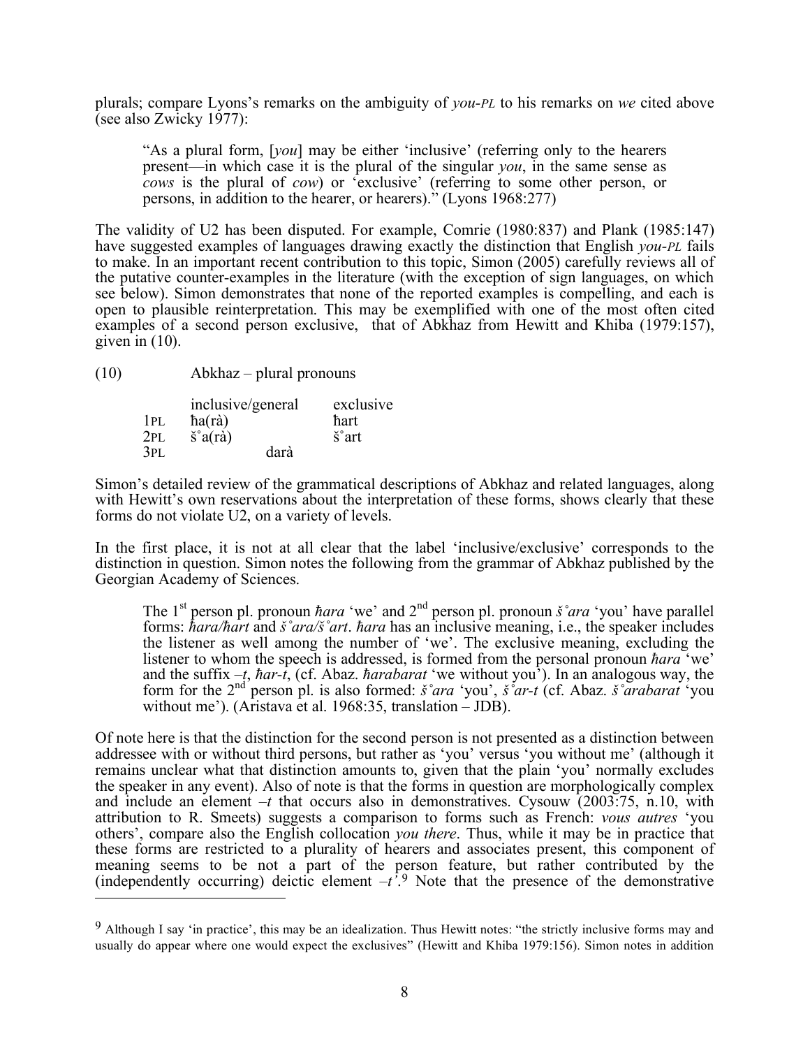plurals; compare Lyons's remarks on the ambiguity of *you-PL* to his remarks on *we* cited above (see also Zwicky 1977):

> "As a plural form, [*you*] may be either 'inclusive' (referring only to the hearers present—in which case it is the plural of the singular *you*, in the same sense as *cows* is the plural of *cow*) or 'exclusive' (referring to some other person, or persons, in addition to the hearer, or hearers)." (Lyons 1968:277)

The validity of U2 has been disputed. For example, Comrie (1980:837) and Plank (1985:147) have suggested examples of languages drawing exactly the distinction that English *you-PL* fails to make. In an important recent contribution to this topic, Simon (2005) carefully reviews all of the putative counter-examples in the literature (with the exception of sign languages, on which see below). Simon demonstrates that none of the reported examples is compelling, and each is open to plausible reinterpretation. This may be exemplified with one of the most often cited examples of a second person exclusive, that of Abkhaz from Hewitt and Khiba (1979:157), given in (10).

(10) Abkhaz – plural pronouns

| | inclusive/general | exclusive |
|---|---|---|
| 1PL | ħa(rà) | ħart |
| 2PL | š˚a(rà) | š˚art |
| 3PL | darà | |

Simon's detailed review of the grammatical descriptions of Abkhaz and related languages, along with Hewitt's own reservations about the interpretation of these forms, shows clearly that these forms do not violate U2, on a variety of levels.

In the first place, it is not at all clear that the label 'inclusive/exclusive' corresponds to the distinction in question. Simon notes the following from the grammar of Abkhaz published by the Georgian Academy of Sciences.

> The 1st person pl. pronoun *ħara* 'we' and 2nd person pl. pronoun *š˚ara* 'you' have parallel forms: *ħara/ħart* and *š˚ara/š˚art*. *ħara* has an inclusive meaning, i.e., the speaker includes the listener as well among the number of 'we'. The exclusive meaning, excluding the listener to whom the speech is addressed, is formed from the personal pronoun *ħara* 'we' and the suffix *–t*, *ħar-t*, (cf. Abaz. *ħarabarat* 'we without you'). In an analogous way, the form for the 2nd person pl. is also formed: *š˚ara* 'you', *š˚ar-t* (cf. Abaz. *š˚arabarat* 'you without me'). (Aristava et al. 1968:35, translation – JDB).

Of note here is that the distinction for the second person is not presented as a distinction between addressee with or without third persons, but rather as 'you' versus 'you without me' (although it remains unclear what that distinction amounts to, given that the plain 'you' normally excludes the speaker in any event). Also of note is that the forms in question are morphologically complex and include an element *–t* that occurs also in demonstratives. Cysouw (2003:75, n.10, with attribution to R. Smeets) suggests a comparison to forms such as French: *vous autres* 'you others', compare also the English collocation *you there*. Thus, while it may be in practice that these forms are restricted to a plurality of hearers and associates present, this component of meaning seems to be not a part of the person feature, but rather contributed by the (independently occurring) deictic element *–t*.[9] Note that the presence of the demonstrative

[9] Although I say 'in practice', this may be an idealization. Thus Hewitt notes: "the strictly inclusive forms may and usually do appear where one would expect the exclusives" (Hewitt and Khiba 1979:156). Simon notes in addition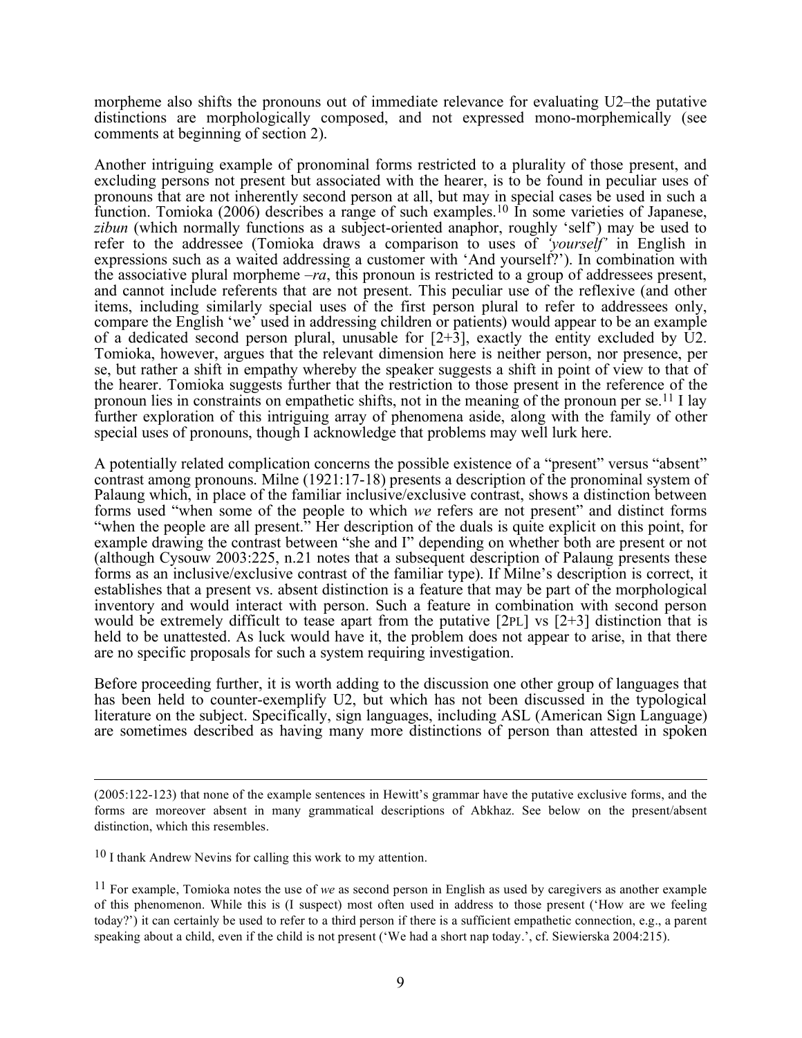morpheme also shifts the pronouns out of immediate relevance for evaluating U2–the putative distinctions are morphologically composed, and not expressed mono-morphemically (see comments at beginning of section 2).

Another intriguing example of pronominal forms restricted to a plurality of those present, and excluding persons not present but associated with the hearer, is to be found in peculiar uses of pronouns that are not inherently second person at all, but may in special cases be used in such a function. Tomioka (2006) describes a range of such examples.[10] In some varieties of Japanese, *zibun* (which normally functions as a subject-oriented anaphor, roughly 'self') may be used to refer to the addressee (Tomioka draws a comparison to uses of *'yourself'* in English in expressions such as a waited addressing a customer with 'And yourself?'). In combination with the associative plural morpheme *–ra*, this pronoun is restricted to a group of addressees present, and cannot include referents that are not present. This peculiar use of the reflexive (and other items, including similarly special uses of the first person plural to refer to addressees only, compare the English 'we' used in addressing children or patients) would appear to be an example of a dedicated second person plural, unusable for [2+3], exactly the entity excluded by U2. Tomioka, however, argues that the relevant dimension here is neither person, nor presence, per se, but rather a shift in empathy whereby the speaker suggests a shift in point of view to that of the hearer. Tomioka suggests further that the restriction to those present in the reference of the pronoun lies in constraints on empathetic shifts, not in the meaning of the pronoun per se.[11] I lay further exploration of this intriguing array of phenomena aside, along with the family of other special uses of pronouns, though I acknowledge that problems may well lurk here.

A potentially related complication concerns the possible existence of a "present" versus "absent" contrast among pronouns. Milne (1921:17-18) presents a description of the pronominal system of Palaung which, in place of the familiar inclusive/exclusive contrast, shows a distinction between forms used "when some of the people to which *we* refers are not present" and distinct forms "when the people are all present." Her description of the duals is quite explicit on this point, for example drawing the contrast between "she and I" depending on whether both are present or not (although Cysouw 2003:225, n.21 notes that a subsequent description of Palaung presents these forms as an inclusive/exclusive contrast of the familiar type). If Milne's description is correct, it establishes that a present vs. absent distinction is a feature that may be part of the morphological inventory and would interact with person. Such a feature in combination with second person would be extremely difficult to tease apart from the putative [2PL] vs [2+3] distinction that is held to be unattested. As luck would have it, the problem does not appear to arise, in that there are no specific proposals for such a system requiring investigation.

Before proceeding further, it is worth adding to the discussion one other group of languages that has been held to counter-exemplify U2, but which has not been discussed in the typological literature on the subject. Specifically, sign languages, including ASL (American Sign Language) are sometimes described as having many more distinctions of person than attested in spoken

---

(2005:122-123) that none of the example sentences in Hewitt's grammar have the putative exclusive forms, and the forms are moreover absent in many grammatical descriptions of Abkhaz. See below on the present/absent distinction, which this resembles.

[10] I thank Andrew Nevins for calling this work to my attention.

[11] For example, Tomioka notes the use of *we* as second person in English as used by caregivers as another example of this phenomenon. While this is (I suspect) most often used in address to those present ('How are we feeling today?') it can certainly be used to refer to a third person if there is a sufficient empathetic connection, e.g., a parent speaking about a child, even if the child is not present ('We had a short nap today.', cf. Siewierska 2004:215).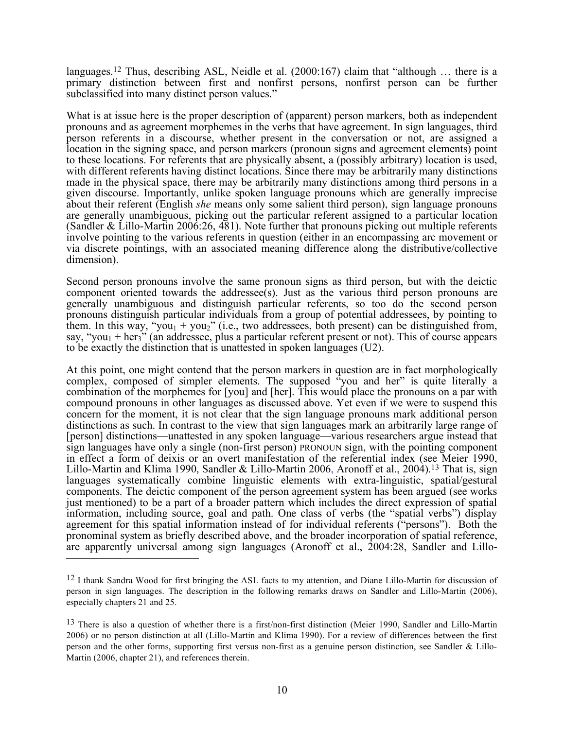languages.[12] Thus, describing ASL, Neidle et al. (2000:167) claim that "although … there is a primary distinction between first and nonfirst persons, nonfirst person can be further subclassified into many distinct person values."

What is at issue here is the proper description of (apparent) person markers, both as independent pronouns and as agreement morphemes in the verbs that have agreement. In sign languages, third person referents in a discourse, whether present in the conversation or not, are assigned a location in the signing space, and person markers (pronoun signs and agreement elements) point to these locations. For referents that are physically absent, a (possibly arbitrary) location is used, with different referents having distinct locations. Since there may be arbitrarily many distinctions made in the physical space, there may be arbitrarily many distinctions among third persons in a given discourse. Importantly, unlike spoken language pronouns which are generally imprecise about their referent (English *she* means only some salient third person), sign language pronouns are generally unambiguous, picking out the particular referent assigned to a particular location (Sandler & Lillo-Martin 2006:26, 481). Note further that pronouns picking out multiple referents involve pointing to the various referents in question (either in an encompassing arc movement or via discrete pointings, with an associated meaning difference along the distributive/collective dimension).

Second person pronouns involve the same pronoun signs as third person, but with the deictic component oriented towards the addressee(s). Just as the various third person pronouns are generally unambiguous and distinguish particular referents, so too do the second person pronouns distinguish particular individuals from a group of potential addressees, by pointing to them. In this way, "$\text{you}_1$ + $\text{you}_2$" (i.e., two addressees, both present) can be distinguished from, say, "$\text{you}_1$ + $\text{her}_3$" (an addressee, plus a particular referent present or not). This of course appears to be exactly the distinction that is unattested in spoken languages (U2).

At this point, one might contend that the person markers in question are in fact morphologically complex, composed of simpler elements. The supposed "you and her" is quite literally a combination of the morphemes for [you] and [her]. This would place the pronouns on a par with compound pronouns in other languages as discussed above. Yet even if we were to suspend this concern for the moment, it is not clear that the sign language pronouns mark additional person distinctions as such. In contrast to the view that sign languages mark an arbitrarily large range of [person] distinctions—unattested in any spoken language—various researchers argue instead that sign languages have only a single (non-first person) PRONOUN sign, with the pointing component in effect a form of deixis or an overt manifestation of the referential index (see Meier 1990, Lillo-Martin and Klima 1990, Sandler & Lillo-Martin 2006, Aronoff et al., 2004).[13] That is, sign languages systematically combine linguistic elements with extra-linguistic, spatial/gestural components. The deictic component of the person agreement system has been argued (see works just mentioned) to be a part of a broader pattern which includes the direct expression of spatial information, including source, goal and path. One class of verbs (the "spatial verbs") display agreement for this spatial information instead of for individual referents ("persons"). Both the pronominal system as briefly described above, and the broader incorporation of spatial reference, are apparently universal among sign languages (Aronoff et al., 2004:28, Sandler and Lillo-

---

[12] I thank Sandra Wood for first bringing the ASL facts to my attention, and Diane Lillo-Martin for discussion of person in sign languages. The description in the following remarks draws on Sandler and Lillo-Martin (2006), especially chapters 21 and 25.

[13] There is also a question of whether there is a first/non-first distinction (Meier 1990, Sandler and Lillo-Martin 2006) or no person distinction at all (Lillo-Martin and Klima 1990). For a review of differences between the first person and the other forms, supporting first versus non-first as a genuine person distinction, see Sandler & Lillo-Martin (2006, chapter 21), and references therein.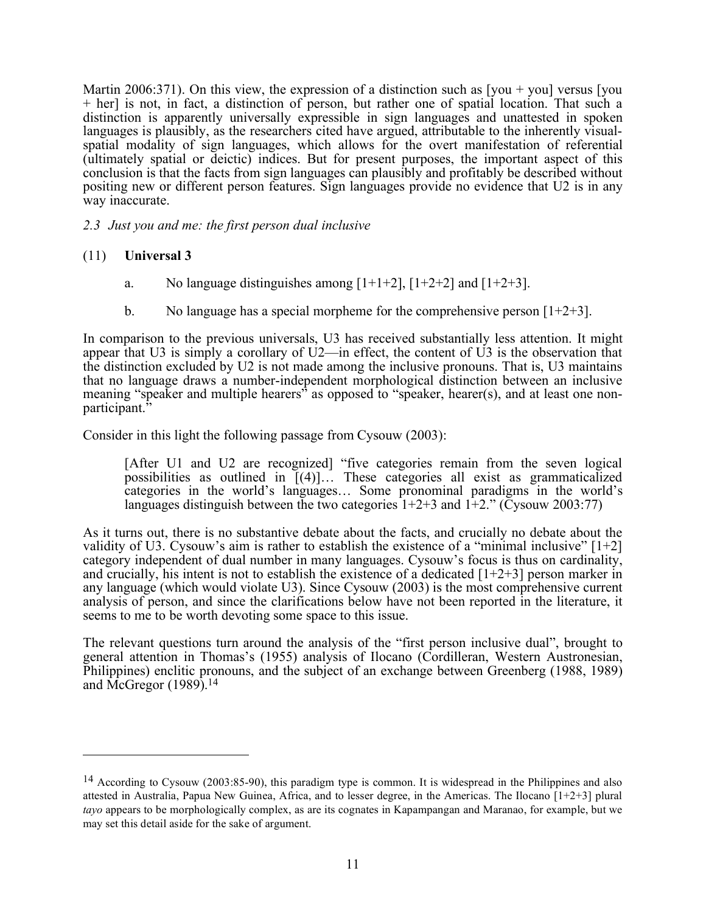Martin 2006:371). On this view, the expression of a distinction such as [you + you] versus [you + her] is not, in fact, a distinction of person, but rather one of spatial location. That such a distinction is apparently universally expressible in sign languages and unattested in spoken languages is plausibly, as the researchers cited have argued, attributable to the inherently visual-spatial modality of sign languages, which allows for the overt manifestation of referential (ultimately spatial or deictic) indices. But for present purposes, the important aspect of this conclusion is that the facts from sign languages can plausibly and profitably be described without positing new or different person features. Sign languages provide no evidence that U2 is in any way inaccurate.

### *2.3 Just you and me: the first person dual inclusive*

(11) **Universal 3**

a. No language distinguishes among [1+1+2], [1+2+2] and [1+2+3].

b. No language has a special morpheme for the comprehensive person [1+2+3].

In comparison to the previous universals, U3 has received substantially less attention. It might appear that U3 is simply a corollary of U2—in effect, the content of U3 is the observation that the distinction excluded by U2 is not made among the inclusive pronouns. That is, U3 maintains that no language draws a number-independent morphological distinction between an inclusive meaning "speaker and multiple hearers" as opposed to "speaker, hearer(s), and at least one non-participant."

Consider in this light the following passage from Cysouw (2003):

> [After U1 and U2 are recognized] "five categories remain from the seven logical possibilities as outlined in [(4)]… These categories all exist as grammaticalized categories in the world's languages… Some pronominal paradigms in the world's languages distinguish between the two categories 1+2+3 and 1+2." (Cysouw 2003:77)

As it turns out, there is no substantive debate about the facts, and crucially no debate about the validity of U3. Cysouw's aim is rather to establish the existence of a "minimal inclusive" [1+2] category independent of dual number in many languages. Cysouw's focus is thus on cardinality, and crucially, his intent is not to establish the existence of a dedicated [1+2+3] person marker in any language (which would violate U3). Since Cysouw (2003) is the most comprehensive current analysis of person, and since the clarifications below have not been reported in the literature, it seems to me to be worth devoting some space to this issue.

The relevant questions turn around the analysis of the "first person inclusive dual", brought to general attention in Thomas's (1955) analysis of Ilocano (Cordilleran, Western Austronesian, Philippines) enclitic pronouns, and the subject of an exchange between Greenberg (1988, 1989) and McGregor (1989).[14]

---

[14] According to Cysouw (2003:85-90), this paradigm type is common. It is widespread in the Philippines and also attested in Australia, Papua New Guinea, Africa, and to lesser degree, in the Americas. The Ilocano [1+2+3] plural *tayo* appears to be morphologically complex, as are its cognates in Kapampangan and Maranao, for example, but we may set this detail aside for the sake of argument.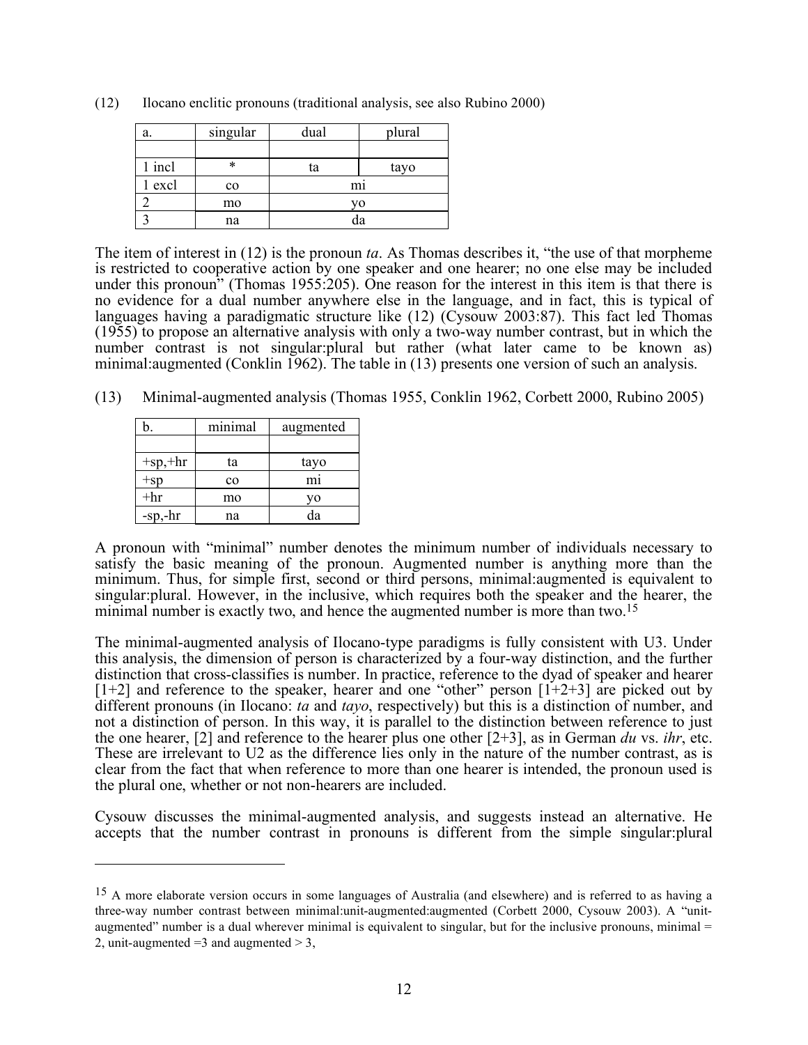(12) Ilocano enclitic pronouns (traditional analysis, see also Rubino 2000)

| a. | singular | dual | plural |
|---|---|---|---|
| | | | |
| 1 incl | * | ta | tayo |
| 1 excl | co | mi | |
| 2 | mo | yo | |
| 3 | na | da | |

The item of interest in (12) is the pronoun *ta*. As Thomas describes it, "the use of that morpheme is restricted to cooperative action by one speaker and one hearer; no one else may be included under this pronoun" (Thomas 1955:205). One reason for the interest in this item is that there is no evidence for a dual number anywhere else in the language, and in fact, this is typical of languages having a paradigmatic structure like (12) (Cysouw 2003:87). This fact led Thomas (1955) to propose an alternative analysis with only a two-way number contrast, but in which the number contrast is not singular:plural but rather (what later came to be known as) minimal:augmented (Conklin 1962). The table in (13) presents one version of such an analysis.

(13) Minimal-augmented analysis (Thomas 1955, Conklin 1962, Corbett 2000, Rubino 2005)

| b. | minimal | augmented |
|---|---|---|
| | | |
| +sp,+hr | ta | tayo |
| +sp | co | mi |
| +hr | mo | yo |
| -sp,-hr | na | da |

A pronoun with "minimal" number denotes the minimum number of individuals necessary to satisfy the basic meaning of the pronoun. Augmented number is anything more than the minimum. Thus, for simple first, second or third persons, minimal:augmented is equivalent to singular:plural. However, in the inclusive, which requires both the speaker and the hearer, the minimal number is exactly two, and hence the augmented number is more than two.[15]

The minimal-augmented analysis of Ilocano-type paradigms is fully consistent with U3. Under this analysis, the dimension of person is characterized by a four-way distinction, and the further distinction that cross-classifies is number. In practice, reference to the dyad of speaker and hearer [1+2] and reference to the speaker, hearer and one "other" person [1+2+3] are picked out by different pronouns (in Ilocano: *ta* and *tayo*, respectively) but this is a distinction of number, and not a distinction of person. In this way, it is parallel to the distinction between reference to just the one hearer, [2] and reference to the hearer plus one other [2+3], as in German *du* vs. *ihr*, etc. These are irrelevant to U2 as the difference lies only in the nature of the number contrast, as is clear from the fact that when reference to more than one hearer is intended, the pronoun used is the plural one, whether or not non-hearers are included.

Cysouw discusses the minimal-augmented analysis, and suggests instead an alternative. He accepts that the number contrast in pronouns is different from the simple singular:plural

---

[15] A more elaborate version occurs in some languages of Australia (and elsewhere) and is referred to as having a three-way number contrast between minimal:unit-augmented:augmented (Corbett 2000, Cysouw 2003). A "unit-augmented" number is a dual wherever minimal is equivalent to singular, but for the inclusive pronouns, minimal = 2, unit-augmented =3 and augmented > 3,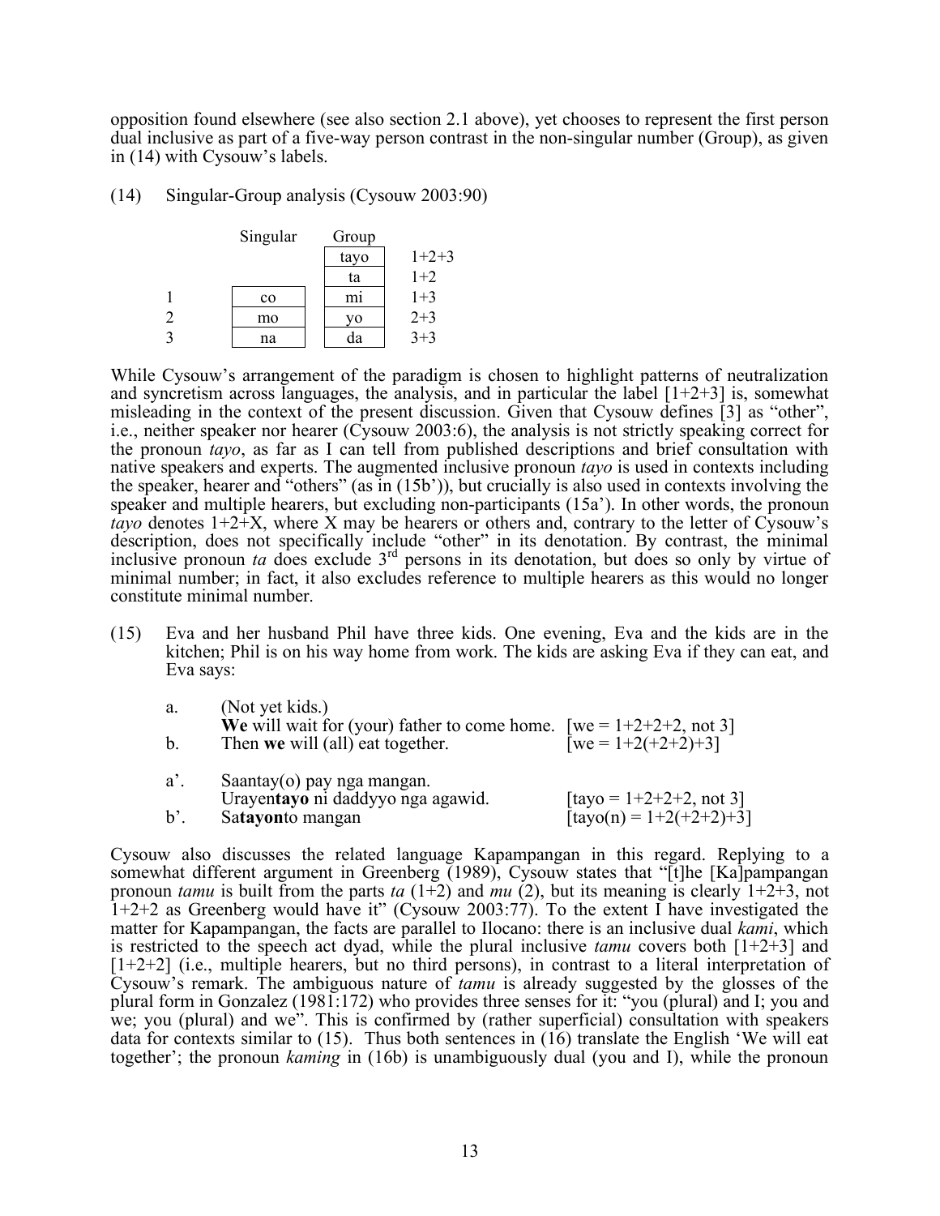opposition found elsewhere (see also section 2.1 above), yet chooses to represent the first person dual inclusive as part of a five-way person contrast in the non-singular number (Group), as given in (14) with Cysouw's labels.

(14) Singular-Group analysis (Cysouw 2003:90)

| | Singular | Group | |
|---|---|---|---|
| | | tayo | 1+2+3 |
| | | ta | 1+2 |
| 1 | co | mi | 1+3 |
| 2 | mo | yo | 2+3 |
| 3 | na | da | 3+3 |

While Cysouw's arrangement of the paradigm is chosen to highlight patterns of neutralization and syncretism across languages, the analysis, and in particular the label [1+2+3] is, somewhat misleading in the context of the present discussion. Given that Cysouw defines [3] as "other", i.e., neither speaker nor hearer (Cysouw 2003:6), the analysis is not strictly speaking correct for the pronoun *tayo*, as far as I can tell from published descriptions and brief consultation with native speakers and experts. The augmented inclusive pronoun *tayo* is used in contexts including the speaker, hearer and "others" (as in (15b')), but crucially is also used in contexts involving the speaker and multiple hearers, but excluding non-participants (15a'). In other words, the pronoun *tayo* denotes 1+2+X, where X may be hearers or others and, contrary to the letter of Cysouw's description, does not specifically include "other" in its denotation. By contrast, the minimal inclusive pronoun *ta* does exclude 3rd persons in its denotation, but does so only by virtue of minimal number; in fact, it also excludes reference to multiple hearers as this would no longer constitute minimal number.

(15) Eva and her husband Phil have three kids. One evening, Eva and the kids are in the kitchen; Phil is on his way home from work. The kids are asking Eva if they can eat, and Eva says:

a. (Not yet kids.)
**We** will wait for (your) father to come home. [we = 1+2+2+2, not 3]

b. Then **we** will (all) eat together. [we = 1+2(+2+2)+3]

a'. Saantay(o) pay nga mangan.
Urayen**tayo** ni daddyyo nga agawid. [tayo = 1+2+2+2, not 3]

b'. Sa**tayon**to mangan [tayo(n) = 1+2(+2+2)+3]

Cysouw also discusses the related language Kapampangan in this regard. Replying to a somewhat different argument in Greenberg (1989), Cysouw states that "[t]he [Ka]pampangan pronoun *tamu* is built from the parts *ta* (1+2) and *mu* (2), but its meaning is clearly 1+2+3, not 1+2+2 as Greenberg would have it" (Cysouw 2003:77). To the extent I have investigated the matter for Kapampangan, the facts are parallel to Ilocano: there is an inclusive dual *kami*, which is restricted to the speech act dyad, while the plural inclusive *tamu* covers both [1+2+3] and [1+2+2] (i.e., multiple hearers, but no third persons), in contrast to a literal interpretation of Cysouw's remark. The ambiguous nature of *tamu* is already suggested by the glosses of the plural form in Gonzalez (1981:172) who provides three senses for it: "you (plural) and I; you and we; you (plural) and we". This is confirmed by (rather superficial) consultation with speakers data for contexts similar to (15). Thus both sentences in (16) translate the English 'We will eat together'; the pronoun *kaming* in (16b) is unambiguously dual (you and I), while the pronoun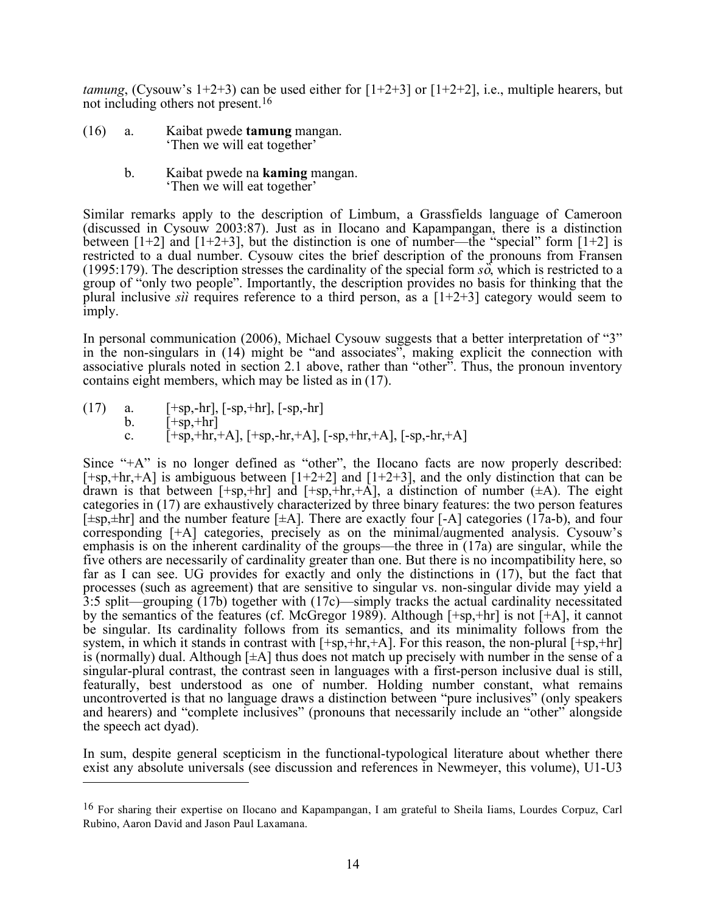*tamung*, (Cysouw's 1+2+3) can be used either for [1+2+3] or [1+2+2], i.e., multiple hearers, but not including others not present.[16]

(16) a. Kaibat pwede **tamung** mangan.
'Then we will eat together'

b. Kaibat pwede na **kaming** mangan.
'Then we will eat together'

Similar remarks apply to the description of Limbum, a Grassfields language of Cameroon (discussed in Cysouw 2003:87). Just as in Ilocano and Kapampangan, there is a distinction between [1+2] and [1+2+3], but the distinction is one of number—the "special" form [1+2] is restricted to a dual number. Cysouw cites the brief description of the pronouns from Fransen (1995:179). The description stresses the cardinality of the special form *sɔ̏*, which is restricted to a group of "only two people". Importantly, the description provides no basis for thinking that the plural inclusive *sìì* requires reference to a third person, as a [1+2+3] category would seem to imply.

In personal communication (2006), Michael Cysouw suggests that a better interpretation of "3" in the non-singulars in (14) might be "and associates", making explicit the connection with associative plurals noted in section 2.1 above, rather than "other". Thus, the pronoun inventory contains eight members, which may be listed as in (17).

(17) a. [+sp,-hr], [-sp,+hr], [-sp,-hr]
b. [+sp,+hr]
c. [+sp,+hr,+A], [+sp,-hr,+A], [-sp,+hr,+A], [-sp,-hr,+A]

Since "+A" is no longer defined as "other", the Ilocano facts are now properly described: [+sp,+hr,+A] is ambiguous between [1+2+2] and [1+2+3], and the only distinction that can be drawn is that between [+sp,+hr] and [+sp,+hr,+A], a distinction of number (±A). The eight categories in (17) are exhaustively characterized by three binary features: the two person features [±sp,±hr] and the number feature [±A]. There are exactly four [-A] categories (17a-b), and four corresponding [+A] categories, precisely as on the minimal/augmented analysis. Cysouw's emphasis is on the inherent cardinality of the groups—the three in (17a) are singular, while the five others are necessarily of cardinality greater than one. But there is no incompatibility here, so far as I can see. UG provides for exactly and only the distinctions in (17), but the fact that processes (such as agreement) that are sensitive to singular vs. non-singular divide may yield a 3:5 split—grouping (17b) together with (17c)—simply tracks the actual cardinality necessitated by the semantics of the features (cf. McGregor 1989). Although [+sp,+hr] is not [+A], it cannot be singular. Its cardinality follows from its semantics, and its minimality follows from the system, in which it stands in contrast with [+sp,+hr,+A]. For this reason, the non-plural [+sp,+hr] is (normally) dual. Although [±A] thus does not match up precisely with number in the sense of a singular-plural contrast, the contrast seen in languages with a first-person inclusive dual is still, featurally, best understood as one of number. Holding number constant, what remains uncontroverted is that no language draws a distinction between "pure inclusives" (only speakers and hearers) and "complete inclusives" (pronouns that necessarily include an "other" alongside the speech act dyad).

In sum, despite general scepticism in the functional-typological literature about whether there exist any absolute universals (see discussion and references in Newmeyer, this volume), U1-U3

[16] For sharing their expertise on Ilocano and Kapampangan, I am grateful to Sheila Iiams, Lourdes Corpuz, Carl Rubino, Aaron David and Jason Paul Laxamana.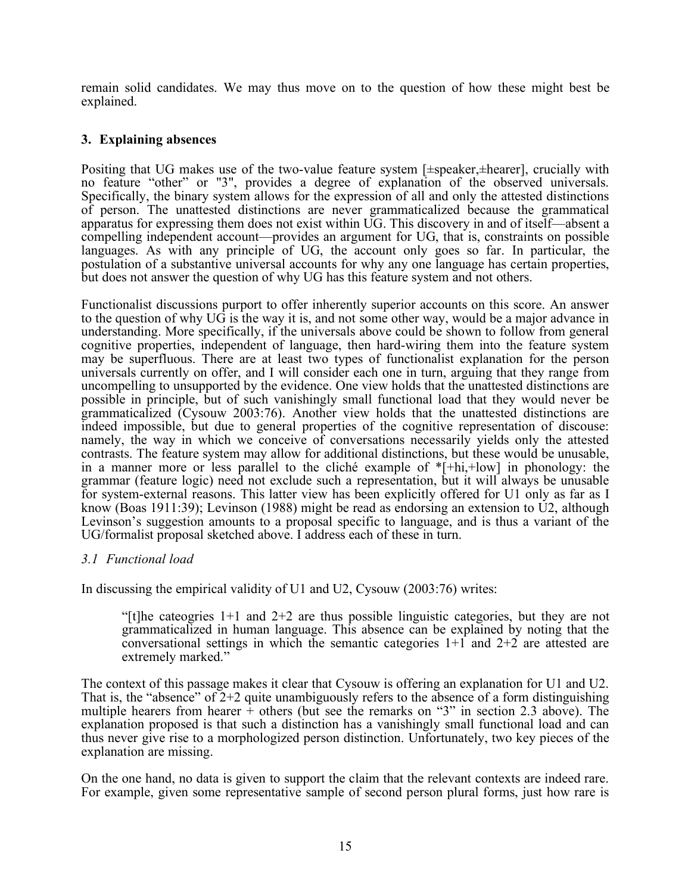remain solid candidates. We may thus move on to the question of how these might best be explained.

## 3. Explaining absences

Positing that UG makes use of the two-value feature system [±speaker,±hearer], crucially with no feature "other" or "3", provides a degree of explanation of the observed universals. Specifically, the binary system allows for the expression of all and only the attested distinctions of person. The unattested distinctions are never grammaticalized because the grammatical apparatus for expressing them does not exist within UG. This discovery in and of itself—absent a compelling independent account—provides an argument for UG, that is, constraints on possible languages. As with any principle of UG, the account only goes so far. In particular, the postulation of a substantive universal accounts for why any one language has certain properties, but does not answer the question of why UG has this feature system and not others.

Functionalist discussions purport to offer inherently superior accounts on this score. An answer to the question of why UG is the way it is, and not some other way, would be a major advance in understanding. More specifically, if the universals above could be shown to follow from general cognitive properties, independent of language, then hard-wiring them into the feature system may be superfluous. There are at least two types of functionalist explanation for the person universals currently on offer, and I will consider each one in turn, arguing that they range from uncompelling to unsupported by the evidence. One view holds that the unattested distinctions are possible in principle, but of such vanishingly small functional load that they would never be grammaticalized (Cysouw 2003:76). Another view holds that the unattested distinctions are indeed impossible, but due to general properties of the cognitive representation of discouse: namely, the way in which we conceive of conversations necessarily yields only the attested contrasts. The feature system may allow for additional distinctions, but these would be unusable, in a manner more or less parallel to the cliché example of *[+hi,+low] in phonology: the grammar (feature logic) need not exclude such a representation, but it will always be unusable for system-external reasons. This latter view has been explicitly offered for U1 only as far as I know (Boas 1911:39); Levinson (1988) might be read as endorsing an extension to U2, although Levinson's suggestion amounts to a proposal specific to language, and is thus a variant of the UG/formalist proposal sketched above. I address each of these in turn.

### *3.1 Functional load*

In discussing the empirical validity of U1 and U2, Cysouw (2003:76) writes:

> "[t]he cateogries 1+1 and 2+2 are thus possible linguistic categories, but they are not grammaticalized in human language. This absence can be explained by noting that the conversational settings in which the semantic categories 1+1 and 2+2 are attested are extremely marked."

The context of this passage makes it clear that Cysouw is offering an explanation for U1 and U2. That is, the "absence" of 2+2 quite unambiguously refers to the absence of a form distinguishing multiple hearers from hearer + others (but see the remarks on "3" in section 2.3 above). The explanation proposed is that such a distinction has a vanishingly small functional load and can thus never give rise to a morphologized person distinction. Unfortunately, two key pieces of the explanation are missing.

On the one hand, no data is given to support the claim that the relevant contexts are indeed rare. For example, given some representative sample of second person plural forms, just how rare is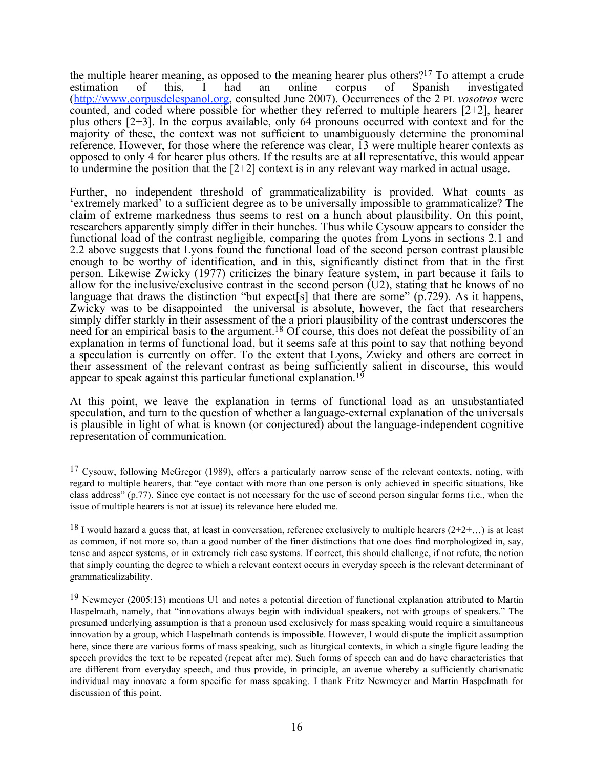the multiple hearer meaning, as opposed to the meaning hearer plus others?[17] To attempt a crude estimation of this, I had an online corpus of Spanish investigated (http://www.corpusdelespanol.org, consulted June 2007). Occurrences of the 2 PL *vosotros* were counted, and coded where possible for whether they referred to multiple hearers [2+2], hearer plus others [2+3]. In the corpus available, only 64 pronouns occurred with context and for the majority of these, the context was not sufficient to unambiguously determine the pronominal reference. However, for those where the reference was clear, 13 were multiple hearer contexts as opposed to only 4 for hearer plus others. If the results are at all representative, this would appear to undermine the position that the [2+2] context is in any relevant way marked in actual usage.

Further, no independent threshold of grammaticalizability is provided. What counts as 'extremely marked' to a sufficient degree as to be universally impossible to grammaticalize? The claim of extreme markedness thus seems to rest on a hunch about plausibility. On this point, researchers apparently simply differ in their hunches. Thus while Cysouw appears to consider the functional load of the contrast negligible, comparing the quotes from Lyons in sections 2.1 and 2.2 above suggests that Lyons found the functional load of the second person contrast plausible enough to be worthy of identification, and in this, significantly distinct from that in the first person. Likewise Zwicky (1977) criticizes the binary feature system, in part because it fails to allow for the inclusive/exclusive contrast in the second person (U2), stating that he knows of no language that draws the distinction "but expect[s] that there are some" (p.729). As it happens, Zwicky was to be disappointed—the universal is absolute, however, the fact that researchers simply differ starkly in their assessment of the a priori plausibility of the contrast underscores the need for an empirical basis to the argument.[18] Of course, this does not defeat the possibility of an explanation in terms of functional load, but it seems safe at this point to say that nothing beyond a speculation is currently on offer. To the extent that Lyons, Zwicky and others are correct in their assessment of the relevant contrast as being sufficiently salient in discourse, this would appear to speak against this particular functional explanation.[19]

At this point, we leave the explanation in terms of functional load as an unsubstantiated speculation, and turn to the question of whether a language-external explanation of the universals is plausible in light of what is known (or conjectured) about the language-independent cognitive representation of communication.

---

[17] Cysouw, following McGregor (1989), offers a particularly narrow sense of the relevant contexts, noting, with regard to multiple hearers, that "eye contact with more than one person is only achieved in specific situations, like class address" (p.77). Since eye contact is not necessary for the use of second person singular forms (i.e., when the issue of multiple hearers is not at issue) its relevance here eluded me.

[18] I would hazard a guess that, at least in conversation, reference exclusively to multiple hearers (2+2+…) is at least as common, if not more so, than a good number of the finer distinctions that one does find morphologized in, say, tense and aspect systems, or in extremely rich case systems. If correct, this should challenge, if not refute, the notion that simply counting the degree to which a relevant context occurs in everyday speech is the relevant determinant of grammaticalizability.

[19] Newmeyer (2005:13) mentions U1 and notes a potential direction of functional explanation attributed to Martin Haspelmath, namely, that "innovations always begin with individual speakers, not with groups of speakers." The presumed underlying assumption is that a pronoun used exclusively for mass speaking would require a simultaneous innovation by a group, which Haspelmath contends is impossible. However, I would dispute the implicit assumption here, since there are various forms of mass speaking, such as liturgical contexts, in which a single figure leading the speech provides the text to be repeated (repeat after me). Such forms of speech can and do have characteristics that are different from everyday speech, and thus provide, in principle, an avenue whereby a sufficiently charismatic individual may innovate a form specific for mass speaking. I thank Fritz Newmeyer and Martin Haspelmath for discussion of this point.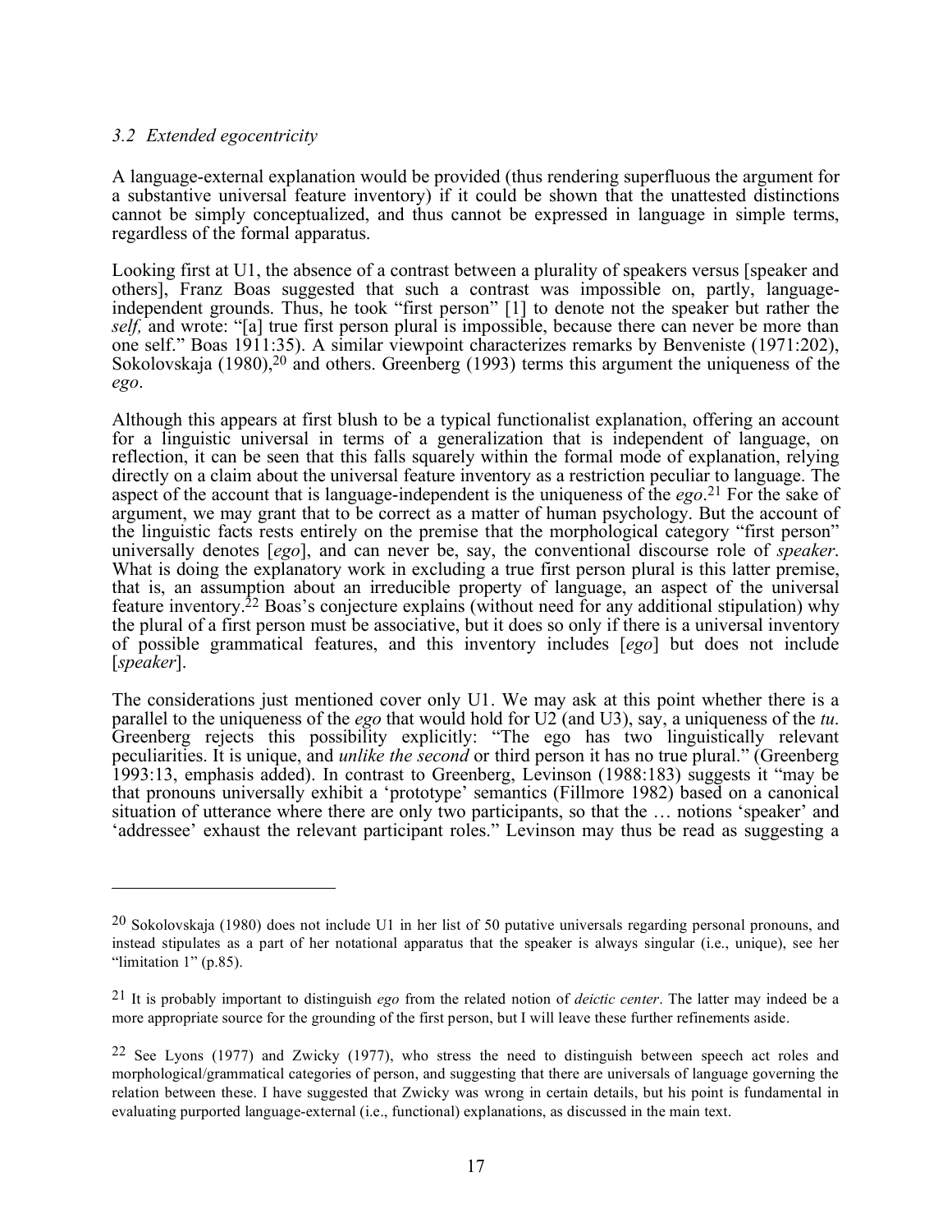### *3.2 Extended egocentricity*

A language-external explanation would be provided (thus rendering superfluous the argument for a substantive universal feature inventory) if it could be shown that the unattested distinctions cannot be simply conceptualized, and thus cannot be expressed in language in simple terms, regardless of the formal apparatus.

Looking first at U1, the absence of a contrast between a plurality of speakers versus [speaker and others], Franz Boas suggested that such a contrast was impossible on, partly, language-independent grounds. Thus, he took "first person" [1] to denote not the speaker but rather the *self,* and wrote: "[a] true first person plural is impossible, because there can never be more than one self." Boas 1911:35). A similar viewpoint characterizes remarks by Benveniste (1971:202), Sokolovskaja (1980),[20] and others. Greenberg (1993) terms this argument the uniqueness of the *ego*.

Although this appears at first blush to be a typical functionalist explanation, offering an account for a linguistic universal in terms of a generalization that is independent of language, on reflection, it can be seen that this falls squarely within the formal mode of explanation, relying directly on a claim about the universal feature inventory as a restriction peculiar to language. The aspect of the account that is language-independent is the uniqueness of the *ego*.[21] For the sake of argument, we may grant that to be correct as a matter of human psychology. But the account of the linguistic facts rests entirely on the premise that the morphological category "first person" universally denotes [*ego*], and can never be, say, the conventional discourse role of *speaker*. What is doing the explanatory work in excluding a true first person plural is this latter premise, that is, an assumption about an irreducible property of language, an aspect of the universal feature inventory.[22] Boas's conjecture explains (without need for any additional stipulation) why the plural of a first person must be associative, but it does so only if there is a universal inventory of possible grammatical features, and this inventory includes [*ego*] but does not include [*speaker*].

The considerations just mentioned cover only U1. We may ask at this point whether there is a parallel to the uniqueness of the *ego* that would hold for U2 (and U3), say, a uniqueness of the *tu*. Greenberg rejects this possibility explicitly: "The ego has two linguistically relevant peculiarities. It is unique, and *unlike the second* or third person it has no true plural." (Greenberg 1993:13, emphasis added). In contrast to Greenberg, Levinson (1988:183) suggests it "may be that pronouns universally exhibit a 'prototype' semantics (Fillmore 1982) based on a canonical situation of utterance where there are only two participants, so that the … notions 'speaker' and 'addressee' exhaust the relevant participant roles." Levinson may thus be read as suggesting a

---

[20] Sokolovskaja (1980) does not include U1 in her list of 50 putative universals regarding personal pronouns, and instead stipulates as a part of her notational apparatus that the speaker is always singular (i.e., unique), see her "limitation 1" (p.85).

[21] It is probably important to distinguish *ego* from the related notion of *deictic center*. The latter may indeed be a more appropriate source for the grounding of the first person, but I will leave these further refinements aside.

[22] See Lyons (1977) and Zwicky (1977), who stress the need to distinguish between speech act roles and morphological/grammatical categories of person, and suggesting that there are universals of language governing the relation between these. I have suggested that Zwicky was wrong in certain details, but his point is fundamental in evaluating purported language-external (i.e., functional) explanations, as discussed in the main text.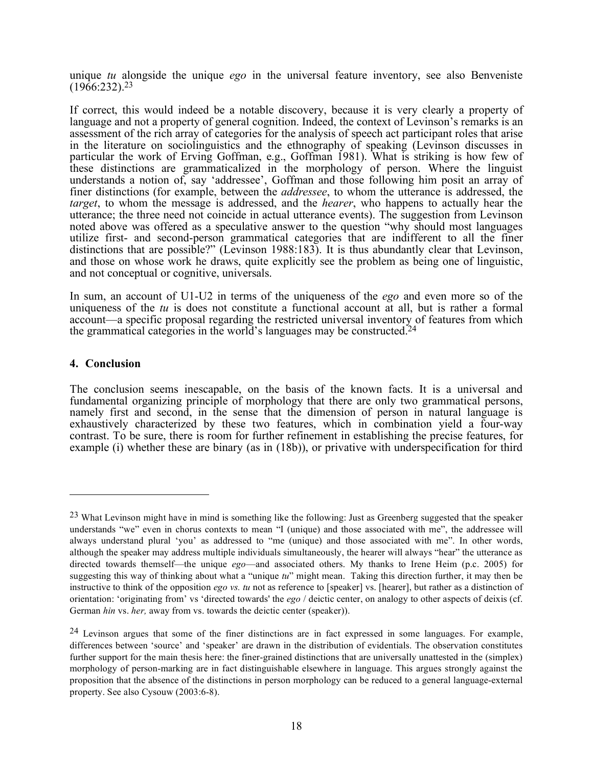unique *tu* alongside the unique *ego* in the universal feature inventory, see also Benveniste (1966:232).[23]

If correct, this would indeed be a notable discovery, because it is very clearly a property of language and not a property of general cognition. Indeed, the context of Levinson's remarks is an assessment of the rich array of categories for the analysis of speech act participant roles that arise in the literature on sociolinguistics and the ethnography of speaking (Levinson discusses in particular the work of Erving Goffman, e.g., Goffman 1981). What is striking is how few of these distinctions are grammaticalized in the morphology of person. Where the linguist understands a notion of, say 'addressee', Goffman and those following him posit an array of finer distinctions (for example, between the *addressee*, to whom the utterance is addressed, the *target*, to whom the message is addressed, and the *hearer*, who happens to actually hear the utterance; the three need not coincide in actual utterance events). The suggestion from Levinson noted above was offered as a speculative answer to the question "why should most languages utilize first- and second-person grammatical categories that are indifferent to all the finer distinctions that are possible?" (Levinson 1988:183). It is thus abundantly clear that Levinson, and those on whose work he draws, quite explicitly see the problem as being one of linguistic, and not conceptual or cognitive, universals.

In sum, an account of U1-U2 in terms of the uniqueness of the *ego* and even more so of the uniqueness of the *tu* is does not constitute a functional account at all, but is rather a formal account—a specific proposal regarding the restricted universal inventory of features from which the grammatical categories in the world's languages may be constructed.[24]

## 4. Conclusion

The conclusion seems inescapable, on the basis of the known facts. It is a universal and fundamental organizing principle of morphology that there are only two grammatical persons, namely first and second, in the sense that the dimension of person in natural language is exhaustively characterized by these two features, which in combination yield a four-way contrast. To be sure, there is room for further refinement in establishing the precise features, for example (i) whether these are binary (as in (18b)), or privative with underspecification for third

---

[23] What Levinson might have in mind is something like the following: Just as Greenberg suggested that the speaker understands "we" even in chorus contexts to mean "I (unique) and those associated with me", the addressee will always understand plural 'you' as addressed to "me (unique) and those associated with me". In other words, although the speaker may address multiple individuals simultaneously, the hearer will always "hear" the utterance as directed towards themself—the unique *ego*—and associated others. My thanks to Irene Heim (p.c. 2005) for suggesting this way of thinking about what a "unique *tu*" might mean. Taking this direction further, it may then be instructive to think of the opposition *ego vs. tu* not as reference to [speaker] vs. [hearer], but rather as a distinction of orientation: 'originating from' vs 'directed towards' the *ego* / deictic center, on analogy to other aspects of deixis (cf. German *hin* vs. *her,* away from vs. towards the deictic center (speaker)).

[24] Levinson argues that some of the finer distinctions are in fact expressed in some languages. For example, differences between 'source' and 'speaker' are drawn in the distribution of evidentials. The observation constitutes further support for the main thesis here: the finer-grained distinctions that are universally unattested in the (simplex) morphology of person-marking are in fact distinguishable elsewhere in language. This argues strongly against the proposition that the absence of the distinctions in person morphology can be reduced to a general language-external property. See also Cysouw (2003:6-8).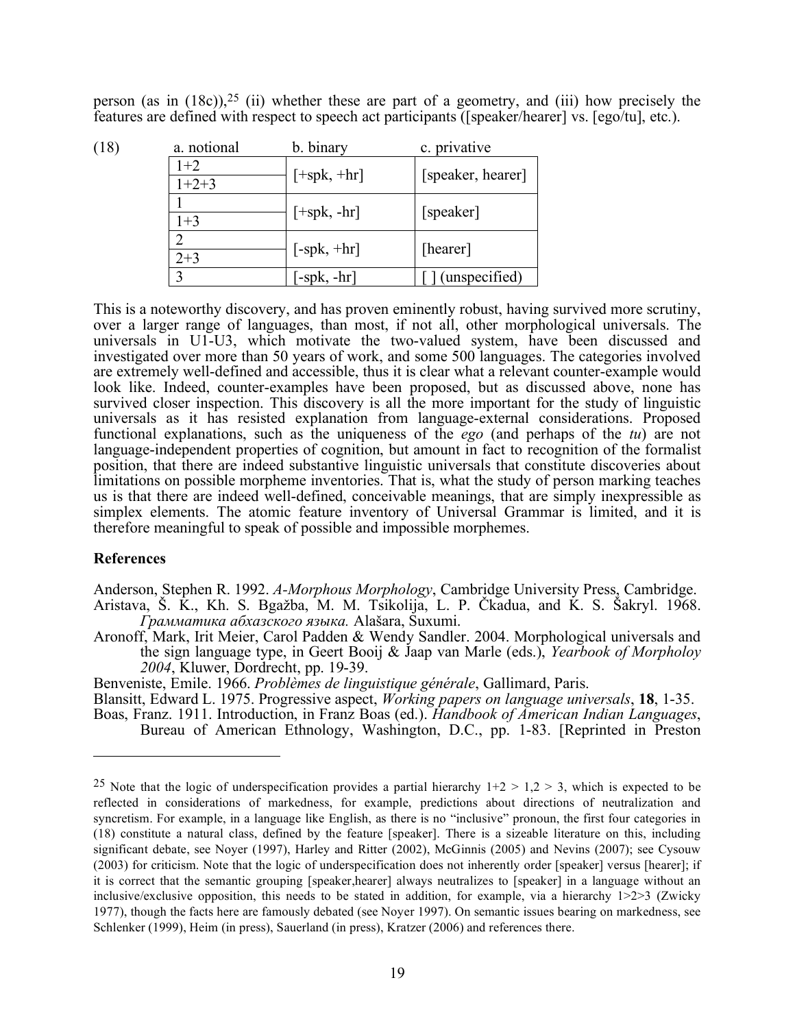person (as in (18c)),[25] (ii) whether these are part of a geometry, and (iii) how precisely the features are defined with respect to speech act participants ([speaker/hearer] vs. [ego/tu], etc.).

(18)

| a. notional | b. binary | c. privative |
|---|---|---|
| 1+2 | [+spk, +hr] | [speaker, hearer] |
| 1+2+3 | | |
| 1 | [+spk, -hr] | [speaker] |
| 1+3 | | |
| 2 | [-spk, +hr] | [hearer] |
| 2+3 | | |
| 3 | [-spk, -hr] | [ ] (unspecified) |

This is a noteworthy discovery, and has proven eminently robust, having survived more scrutiny, over a larger range of languages, than most, if not all, other morphological universals. The universals in U1-U3, which motivate the two-valued system, have been discussed and investigated over more than 50 years of work, and some 500 languages. The categories involved are extremely well-defined and accessible, thus it is clear what a relevant counter-example would look like. Indeed, counter-examples have been proposed, but as discussed above, none has survived closer inspection. This discovery is all the more important for the study of linguistic universals as it has resisted explanation from language-external considerations. Proposed functional explanations, such as the uniqueness of the *ego* (and perhaps of the *tu*) are not language-independent properties of cognition, but amount in fact to recognition of the formalist position, that there are indeed substantive linguistic universals that constitute discoveries about limitations on possible morpheme inventories. That is, what the study of person marking teaches us is that there are indeed well-defined, conceivable meanings, that are simply inexpressible as simplex elements. The atomic feature inventory of Universal Grammar is limited, and it is therefore meaningful to speak of possible and impossible morphemes.

**References**

Anderson, Stephen R. 1992. *A-Morphous Morphology*, Cambridge University Press, Cambridge.

Aristava, Š. K., Kh. S. Bgažba, M. M. Tsikolija, L. P. Čkadua, and K. S. Šakryl. 1968. *Грамматика абхазского языка.* Alašara, Suxumi.

Aronoff, Mark, Irit Meier, Carol Padden & Wendy Sandler. 2004. Morphological universals and the sign language type, in Geert Booij & Jaap van Marle (eds.), *Yearbook of Morpholoy 2004*, Kluwer, Dordrecht, pp. 19-39.

Benveniste, Emile. 1966. *Problèmes de linguistique générale*, Gallimard, Paris.

Blansitt, Edward L. 1975. Progressive aspect, *Working papers on language universals*, **18**, 1-35.

Boas, Franz. 1911. Introduction, in Franz Boas (ed.). *Handbook of American Indian Languages*, Bureau of American Ethnology, Washington, D.C., pp. 1-83. [Reprinted in Preston

---

[25] Note that the logic of underspecification provides a partial hierarchy 1+2 > 1,2 > 3, which is expected to be reflected in considerations of markedness, for example, predictions about directions of neutralization and syncretism. For example, in a language like English, as there is no "inclusive" pronoun, the first four categories in (18) constitute a natural class, defined by the feature [speaker]. There is a sizeable literature on this, including significant debate, see Noyer (1997), Harley and Ritter (2002), McGinnis (2005) and Nevins (2007); see Cysouw (2003) for criticism. Note that the logic of underspecification does not inherently order [speaker] versus [hearer]; if it is correct that the semantic grouping [speaker,hearer] always neutralizes to [speaker] in a language without an inclusive/exclusive opposition, this needs to be stated in addition, for example, via a hierarchy 1>2>3 (Zwicky 1977), though the facts here are famously debated (see Noyer 1997). On semantic issues bearing on markedness, see Schlenker (1999), Heim (in press), Sauerland (in press), Kratzer (2006) and references there.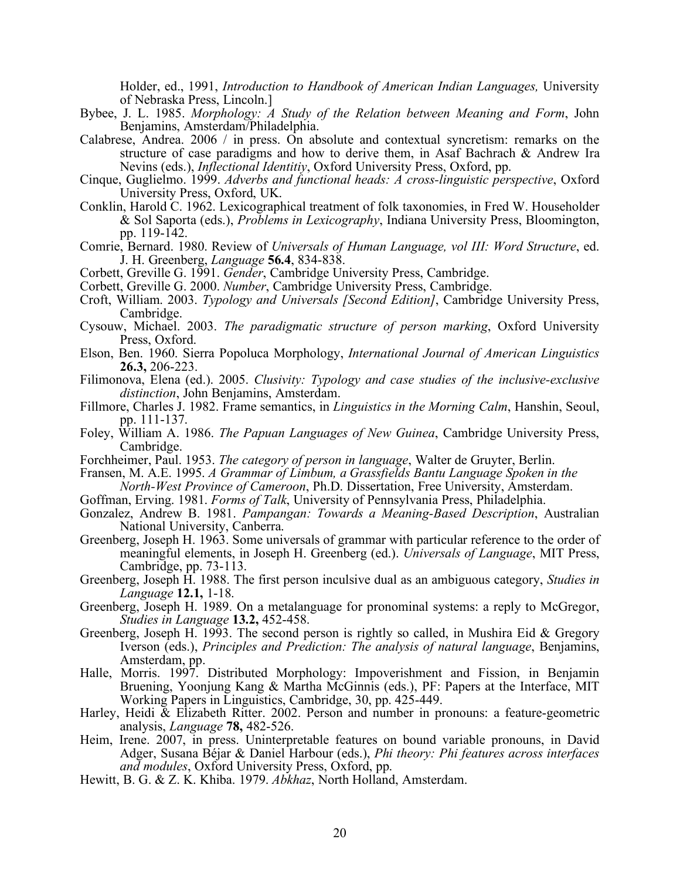Holder, ed., 1991, *Introduction to Handbook of American Indian Languages,* University of Nebraska Press, Lincoln.]

Bybee, J. L. 1985. *Morphology: A Study of the Relation between Meaning and Form*, John Benjamins, Amsterdam/Philadelphia.

Calabrese, Andrea. 2006 / in press. On absolute and contextual syncretism: remarks on the structure of case paradigms and how to derive them, in Asaf Bachrach & Andrew Ira Nevins (eds.), *Inflectional Identitiy*, Oxford University Press, Oxford, pp.

Cinque, Guglielmo. 1999. *Adverbs and functional heads: A cross-linguistic perspective*, Oxford University Press, Oxford, UK.

Conklin, Harold C. 1962. Lexicographical treatment of folk taxonomies, in Fred W. Householder & Sol Saporta (eds.), *Problems in Lexicography*, Indiana University Press, Bloomington, pp. 119-142.

Comrie, Bernard. 1980. Review of *Universals of Human Language, vol III: Word Structure*, ed. J. H. Greenberg, *Language* **56.4**, 834-838.

Corbett, Greville G. 1991. *Gender*, Cambridge University Press, Cambridge.

Corbett, Greville G. 2000. *Number*, Cambridge University Press, Cambridge.

Croft, William. 2003. *Typology and Universals [Second Edition]*, Cambridge University Press, Cambridge.

Cysouw, Michael. 2003. *The paradigmatic structure of person marking*, Oxford University Press, Oxford.

Elson, Ben. 1960. Sierra Popoluca Morphology, *International Journal of American Linguistics* **26.3,** 206-223.

Filimonova, Elena (ed.). 2005. *Clusivity: Typology and case studies of the inclusive-exclusive distinction*, John Benjamins, Amsterdam.

Fillmore, Charles J. 1982. Frame semantics, in *Linguistics in the Morning Calm*, Hanshin, Seoul, pp. 111-137.

Foley, William A. 1986. *The Papuan Languages of New Guinea*, Cambridge University Press, Cambridge.

Forchheimer, Paul. 1953. *The category of person in language*, Walter de Gruyter, Berlin.

Fransen, M. A.E. 1995. *A Grammar of Limbum, a Grassfields Bantu Language Spoken in the North-West Province of Cameroon*, Ph.D. Dissertation, Free University, Amsterdam.

Goffman, Erving. 1981. *Forms of Talk*, University of Pennsylvania Press, Philadelphia.

Gonzalez, Andrew B. 1981. *Pampangan: Towards a Meaning-Based Description*, Australian National University, Canberra.

Greenberg, Joseph H. 1963. Some universals of grammar with particular reference to the order of meaningful elements, in Joseph H. Greenberg (ed.). *Universals of Language*, MIT Press, Cambridge, pp. 73-113.

Greenberg, Joseph H. 1988. The first person inculsive dual as an ambiguous category, *Studies in Language* **12.1,** 1-18.

Greenberg, Joseph H. 1989. On a metalanguage for pronominal systems: a reply to McGregor, *Studies in Language* **13.2,** 452-458.

Greenberg, Joseph H. 1993. The second person is rightly so called, in Mushira Eid & Gregory Iverson (eds.), *Principles and Prediction: The analysis of natural language*, Benjamins, Amsterdam, pp.

Halle, Morris. 1997. Distributed Morphology: Impoverishment and Fission, in Benjamin Bruening, Yoonjung Kang & Martha McGinnis (eds.), PF: Papers at the Interface, MIT Working Papers in Linguistics, Cambridge, 30, pp. 425-449.

Harley, Heidi & Elizabeth Ritter. 2002. Person and number in pronouns: a feature-geometric analysis, *Language* **78,** 482-526.

Heim, Irene. 2007, in press. Uninterpretable features on bound variable pronouns, in David Adger, Susana Béjar & Daniel Harbour (eds.), *Phi theory: Phi features across interfaces and modules*, Oxford University Press, Oxford, pp.

Hewitt, B. G. & Z. K. Khiba. 1979. *Abkhaz*, North Holland, Amsterdam.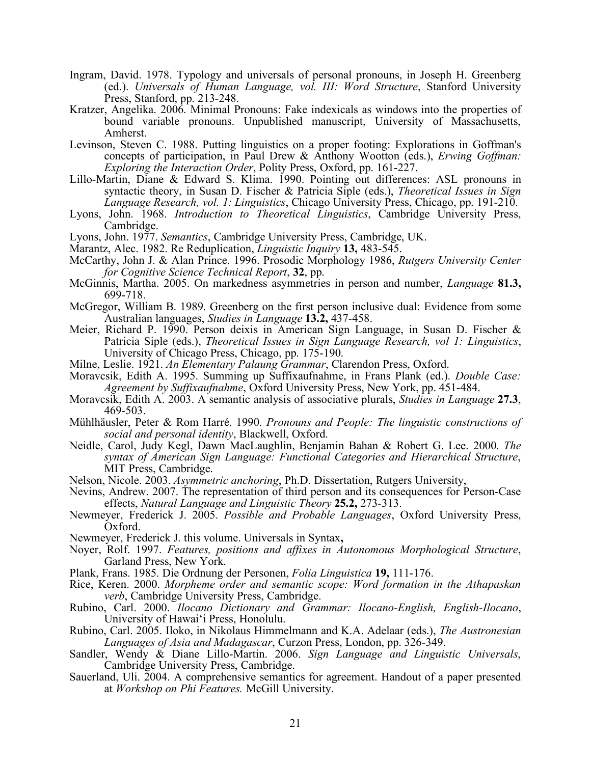Ingram, David. 1978. Typology and universals of personal pronouns, in Joseph H. Greenberg (ed.). *Universals of Human Language, vol. III: Word Structure*, Stanford University Press, Stanford, pp. 213-248.

Kratzer, Angelika. 2006. Minimal Pronouns: Fake indexicals as windows into the properties of bound variable pronouns. Unpublished manuscript, University of Massachusetts, Amherst.

Levinson, Steven C. 1988. Putting linguistics on a proper footing: Explorations in Goffman's concepts of participation, in Paul Drew & Anthony Wootton (eds.), *Erwing Goffman: Exploring the Interaction Order*, Polity Press, Oxford, pp. 161-227.

Lillo-Martin, Diane & Edward S. Klima. 1990. Pointing out differences: ASL pronouns in syntactic theory, in Susan D. Fischer & Patricia Siple (eds.), *Theoretical Issues in Sign Language Research, vol. 1: Linguistics*, Chicago University Press, Chicago, pp. 191-210.

Lyons, John. 1968. *Introduction to Theoretical Linguistics*, Cambridge University Press, Cambridge.

Lyons, John. 1977. *Semantics*, Cambridge University Press, Cambridge, UK.

Marantz, Alec. 1982. Re Reduplication, *Linguistic Inquiry* **13,** 483-545.

McCarthy, John J. & Alan Prince. 1996. Prosodic Morphology 1986, *Rutgers University Center for Cognitive Science Technical Report*, **32**, pp.

McGinnis, Martha. 2005. On markedness asymmetries in person and number, *Language* **81.3,** 699-718.

McGregor, William B. 1989. Greenberg on the first person inclusive dual: Evidence from some Australian languages, *Studies in Language* **13.2,** 437-458.

Meier, Richard P. 1990. Person deixis in American Sign Language, in Susan D. Fischer & Patricia Siple (eds.), *Theoretical Issues in Sign Language Research, vol 1: Linguistics*, University of Chicago Press, Chicago, pp. 175-190.

Milne, Leslie. 1921. *An Elementary Palaung Grammar*, Clarendon Press, Oxford.

Moravcsik, Edith A. 1995. Summing up Suffixaufnahme, in Frans Plank (ed.). *Double Case: Agreement by Suffixaufnahme*, Oxford University Press, New York, pp. 451-484.

Moravcsik, Edith A. 2003. A semantic analysis of associative plurals, *Studies in Language* **27.3**, 469-503.

Mühlhäusler, Peter & Rom Harré. 1990. *Pronouns and People: The linguistic constructions of social and personal identity*, Blackwell, Oxford.

Neidle, Carol, Judy Kegl, Dawn MacLaughlin, Benjamin Bahan & Robert G. Lee. 2000. *The syntax of American Sign Language: Functional Categories and Hierarchical Structure*, MIT Press, Cambridge.

Nelson, Nicole. 2003. *Asymmetric anchoring*, Ph.D. Dissertation, Rutgers University,

Nevins, Andrew. 2007. The representation of third person and its consequences for Person-Case effects, *Natural Language and Linguistic Theory* **25.2,** 273-313.

Newmeyer, Frederick J. 2005. *Possible and Probable Languages*, Oxford University Press, Oxford.

Newmeyer, Frederick J. this volume. Universals in Syntax**,**

Noyer, Rolf. 1997. *Features, positions and affixes in Autonomous Morphological Structure*, Garland Press, New York.

Plank, Frans. 1985. Die Ordnung der Personen, *Folia Linguistica* **19,** 111-176.

Rice, Keren. 2000. *Morpheme order and semantic scope: Word formation in the Athapaskan verb*, Cambridge University Press, Cambridge.

Rubino, Carl. 2000. *Ilocano Dictionary and Grammar: Ilocano-English, English-Ilocano*, University of Hawai'i Press, Honolulu.

Rubino, Carl. 2005. Iloko, in Nikolaus Himmelmann and K.A. Adelaar (eds.), *The Austronesian Languages of Asia and Madagascar*, Curzon Press, London, pp. 326-349.

Sandler, Wendy & Diane Lillo-Martin. 2006. *Sign Language and Linguistic Universals*, Cambridge University Press, Cambridge.

Sauerland, Uli. 2004. A comprehensive semantics for agreement. Handout of a paper presented at *Workshop on Phi Features.* McGill University.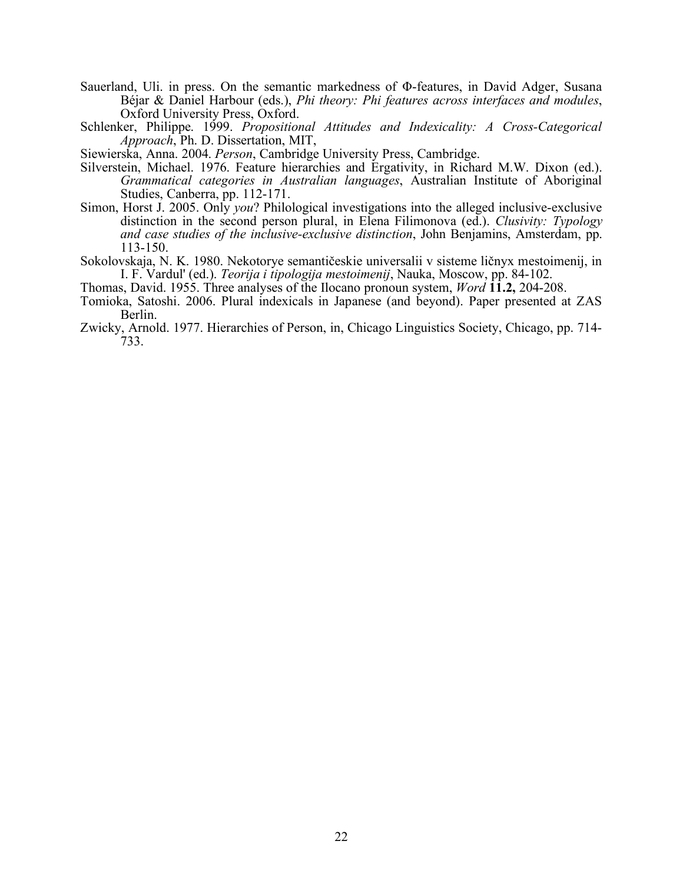Sauerland, Uli. in press. On the semantic markedness of Φ-features, in David Adger, Susana Béjar & Daniel Harbour (eds.), *Phi theory: Phi features across interfaces and modules*, Oxford University Press, Oxford.

Schlenker, Philippe. 1999. *Propositional Attitudes and Indexicality: A Cross-Categorical Approach*, Ph. D. Dissertation, MIT,

Siewierska, Anna. 2004. *Person*, Cambridge University Press, Cambridge.

Silverstein, Michael. 1976. Feature hierarchies and Ergativity, in Richard M.W. Dixon (ed.). *Grammatical categories in Australian languages*, Australian Institute of Aboriginal Studies, Canberra, pp. 112-171.

Simon, Horst J. 2005. Only *you*? Philological investigations into the alleged inclusive-exclusive distinction in the second person plural, in Elena Filimonova (ed.). *Clusivity: Typology and case studies of the inclusive-exclusive distinction*, John Benjamins, Amsterdam, pp. 113-150.

Sokolovskaja, N. K. 1980. Nekotorye semantičeskie universalii v sisteme ličnyx mestoimenij, in I. F. Vardul' (ed.). *Teorija i tipologija mestoimenij*, Nauka, Moscow, pp. 84-102.

Thomas, David. 1955. Three analyses of the Ilocano pronoun system, *Word* **11.2,** 204-208.

Tomioka, Satoshi. 2006. Plural indexicals in Japanese (and beyond). Paper presented at ZAS Berlin.

Zwicky, Arnold. 1977. Hierarchies of Person, in, Chicago Linguistics Society, Chicago, pp. 714-733.